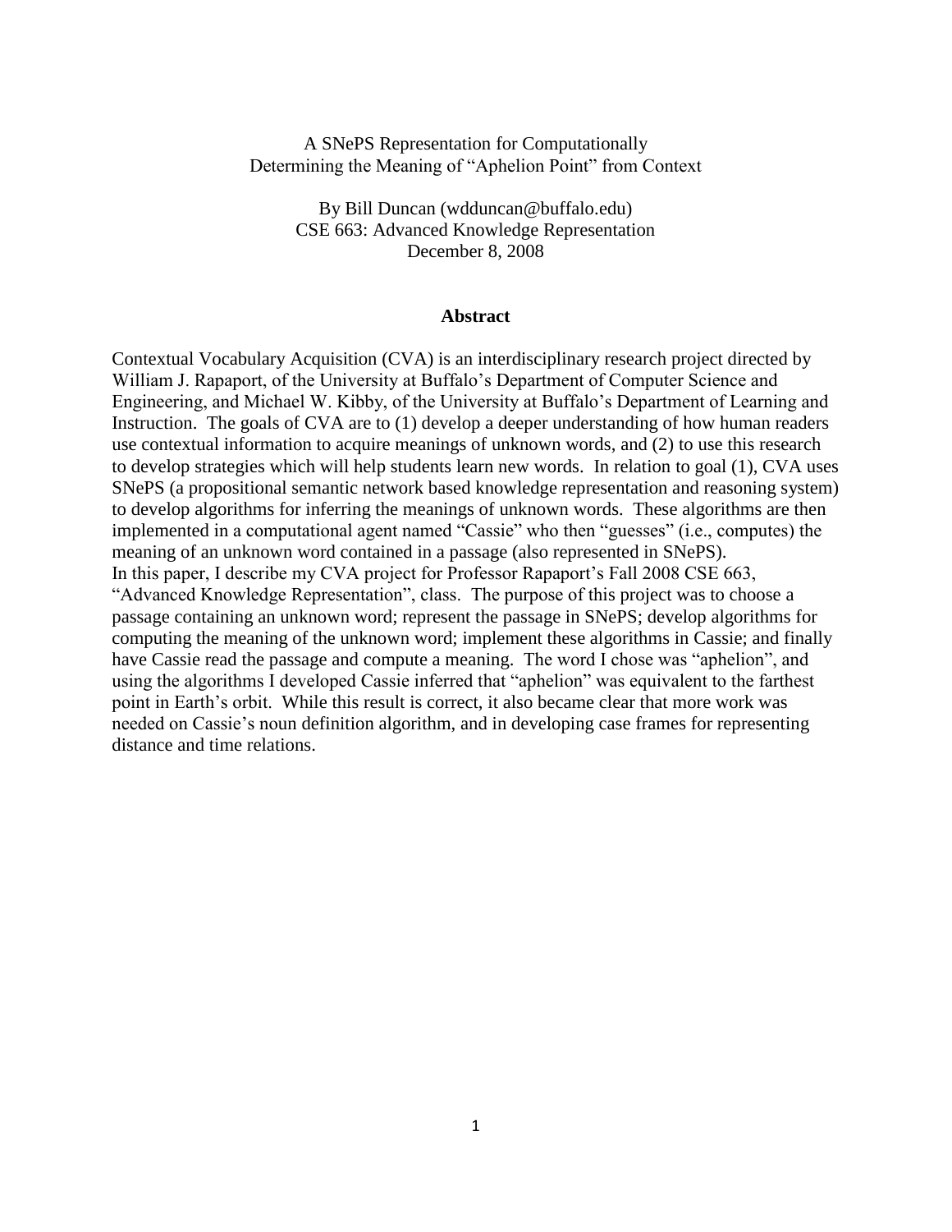# A SNePS Representation for Computationally Determining the Meaning of "Aphelion Point" from Context

By Bill Duncan (wdduncan@buffalo.edu)
CSE 663: Advanced Knowledge Representation
December 8, 2008

## Abstract

Contextual Vocabulary Acquisition (CVA) is an interdisciplinary research project directed by William J. Rapaport, of the University at Buffalo's Department of Computer Science and Engineering, and Michael W. Kibby, of the University at Buffalo's Department of Learning and Instruction. The goals of CVA are to (1) develop a deeper understanding of how human readers use contextual information to acquire meanings of unknown words, and (2) to use this research to develop strategies which will help students learn new words. In relation to goal (1), CVA uses SNePS (a propositional semantic network based knowledge representation and reasoning system) to develop algorithms for inferring the meanings of unknown words. These algorithms are then implemented in a computational agent named "Cassie" who then "guesses" (i.e., computes) the meaning of an unknown word contained in a passage (also represented in SNePS).
In this paper, I describe my CVA project for Professor Rapaport's Fall 2008 CSE 663, "Advanced Knowledge Representation", class. The purpose of this project was to choose a passage containing an unknown word; represent the passage in SNePS; develop algorithms for computing the meaning of the unknown word; implement these algorithms in Cassie; and finally have Cassie read the passage and compute a meaning. The word I chose was "aphelion", and using the algorithms I developed Cassie inferred that "aphelion" was equivalent to the farthest point in Earth's orbit. While this result is correct, it also became clear that more work was needed on Cassie's noun definition algorithm, and in developing case frames for representing distance and time relations.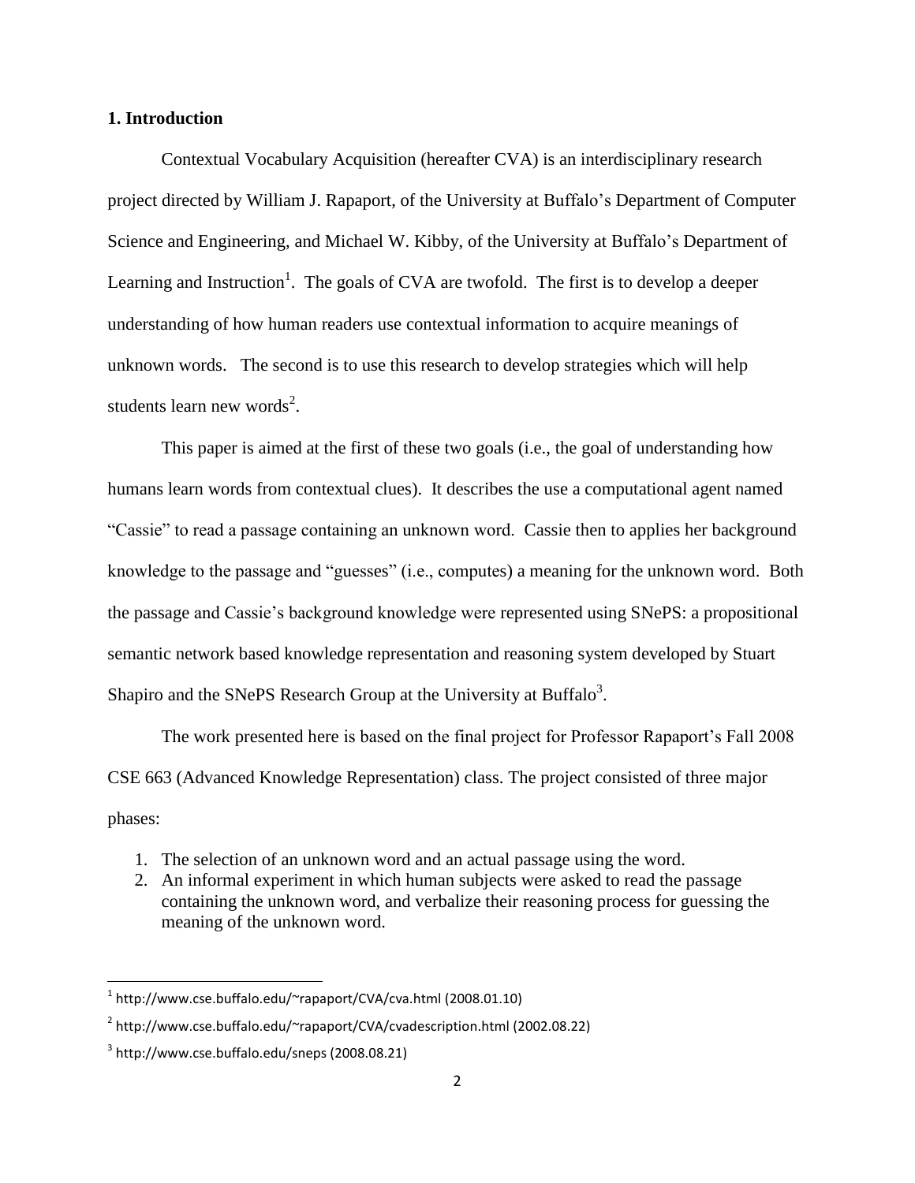## 1. Introduction

Contextual Vocabulary Acquisition (hereafter CVA) is an interdisciplinary research project directed by William J. Rapaport, of the University at Buffalo's Department of Computer Science and Engineering, and Michael W. Kibby, of the University at Buffalo's Department of Learning and Instruction[1]. The goals of CVA are twofold. The first is to develop a deeper understanding of how human readers use contextual information to acquire meanings of unknown words. The second is to use this research to develop strategies which will help students learn new words[2].

This paper is aimed at the first of these two goals (i.e., the goal of understanding how humans learn words from contextual clues). It describes the use a computational agent named "Cassie" to read a passage containing an unknown word. Cassie then to applies her background knowledge to the passage and "guesses" (i.e., computes) a meaning for the unknown word. Both the passage and Cassie's background knowledge were represented using SNePS: a propositional semantic network based knowledge representation and reasoning system developed by Stuart Shapiro and the SNePS Research Group at the University at Buffalo[3].

The work presented here is based on the final project for Professor Rapaport's Fall 2008 CSE 663 (Advanced Knowledge Representation) class. The project consisted of three major phases:

1. The selection of an unknown word and an actual passage using the word.
2. An informal experiment in which human subjects were asked to read the passage containing the unknown word, and verbalize their reasoning process for guessing the meaning of the unknown word.

---

[1] http://www.cse.buffalo.edu/~rapaport/CVA/cva.html (2008.01.10)

[2] http://www.cse.buffalo.edu/~rapaport/CVA/cvadescription.html (2002.08.22)

[3] http://www.cse.buffalo.edu/sneps (2008.08.21)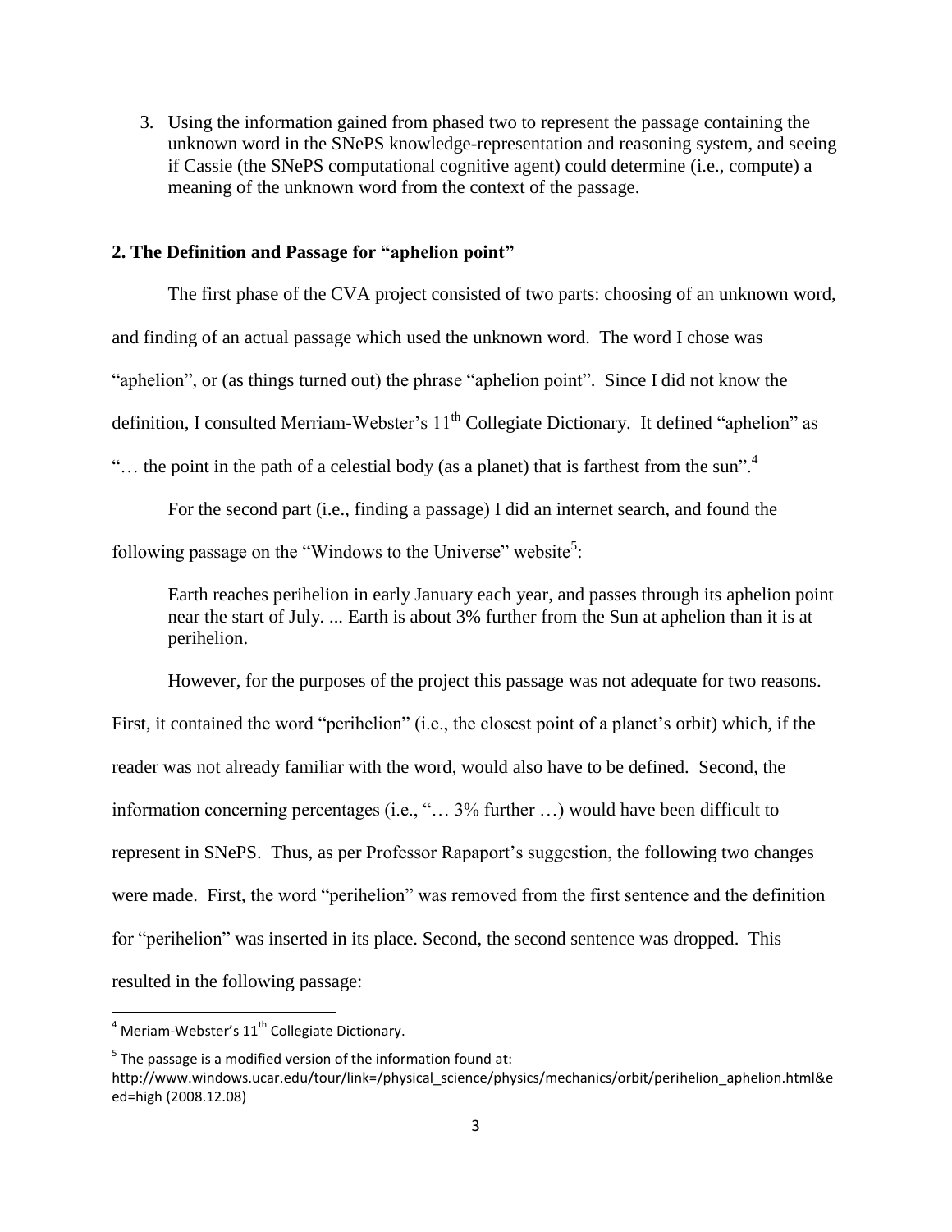3. Using the information gained from phased two to represent the passage containing the unknown word in the SNePS knowledge-representation and reasoning system, and seeing if Cassie (the SNePS computational cognitive agent) could determine (i.e., compute) a meaning of the unknown word from the context of the passage.

## 2. The Definition and Passage for "aphelion point"

The first phase of the CVA project consisted of two parts: choosing of an unknown word, and finding of an actual passage which used the unknown word. The word I chose was "aphelion", or (as things turned out) the phrase "aphelion point". Since I did not know the definition, I consulted Merriam-Webster's 11th Collegiate Dictionary. It defined "aphelion" as "… the point in the path of a celestial body (as a planet) that is farthest from the sun".[4]

For the second part (i.e., finding a passage) I did an internet search, and found the following passage on the "Windows to the Universe" website[5]:

> Earth reaches perihelion in early January each year, and passes through its aphelion point near the start of July. ... Earth is about 3% further from the Sun at aphelion than it is at perihelion.

However, for the purposes of the project this passage was not adequate for two reasons. First, it contained the word "perihelion" (i.e., the closest point of a planet's orbit) which, if the reader was not already familiar with the word, would also have to be defined. Second, the information concerning percentages (i.e., "… 3% further …) would have been difficult to represent in SNePS. Thus, as per Professor Rapaport's suggestion, the following two changes were made. First, the word "perihelion" was removed from the first sentence and the definition for "perihelion" was inserted in its place. Second, the second sentence was dropped. This resulted in the following passage:

---

[4] Meriam-Webster's 11th Collegiate Dictionary.

[5] The passage is a modified version of the information found at: http://www.windows.ucar.edu/tour/link=/physical_science/physics/mechanics/orbit/perihelion_aphelion.html&eed=high (2008.12.08)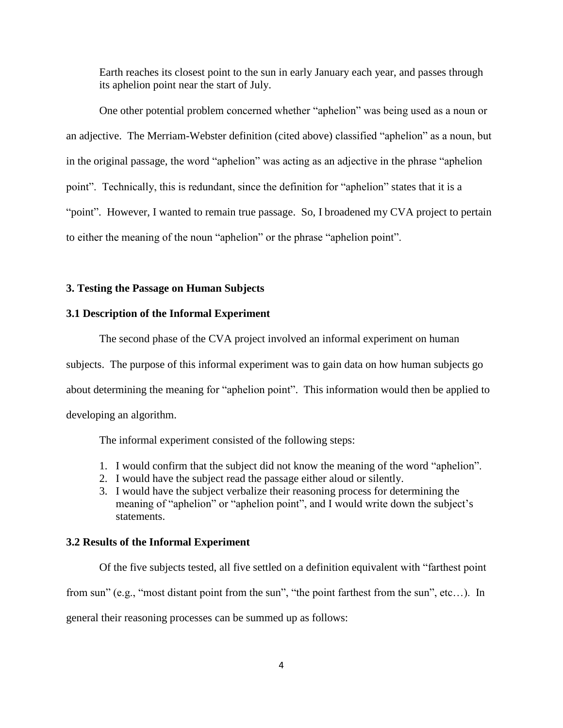> Earth reaches its closest point to the sun in early January each year, and passes through its aphelion point near the start of July.

One other potential problem concerned whether "aphelion" was being used as a noun or an adjective. The Merriam-Webster definition (cited above) classified "aphelion" as a noun, but in the original passage, the word "aphelion" was acting as an adjective in the phrase "aphelion point". Technically, this is redundant, since the definition for "aphelion" states that it is a "point". However, I wanted to remain true passage. So, I broadened my CVA project to pertain to either the meaning of the noun "aphelion" or the phrase "aphelion point".

### 3. Testing the Passage on Human Subjects

### 3.1 Description of the Informal Experiment

The second phase of the CVA project involved an informal experiment on human subjects. The purpose of this informal experiment was to gain data on how human subjects go about determining the meaning for "aphelion point". This information would then be applied to developing an algorithm.

The informal experiment consisted of the following steps:

1. I would confirm that the subject did not know the meaning of the word "aphelion".
2. I would have the subject read the passage either aloud or silently.
3. I would have the subject verbalize their reasoning process for determining the meaning of "aphelion" or "aphelion point", and I would write down the subject's statements.

### 3.2 Results of the Informal Experiment

Of the five subjects tested, all five settled on a definition equivalent with "farthest point from sun" (e.g., "most distant point from the sun", "the point farthest from the sun", etc…). In general their reasoning processes can be summed up as follows: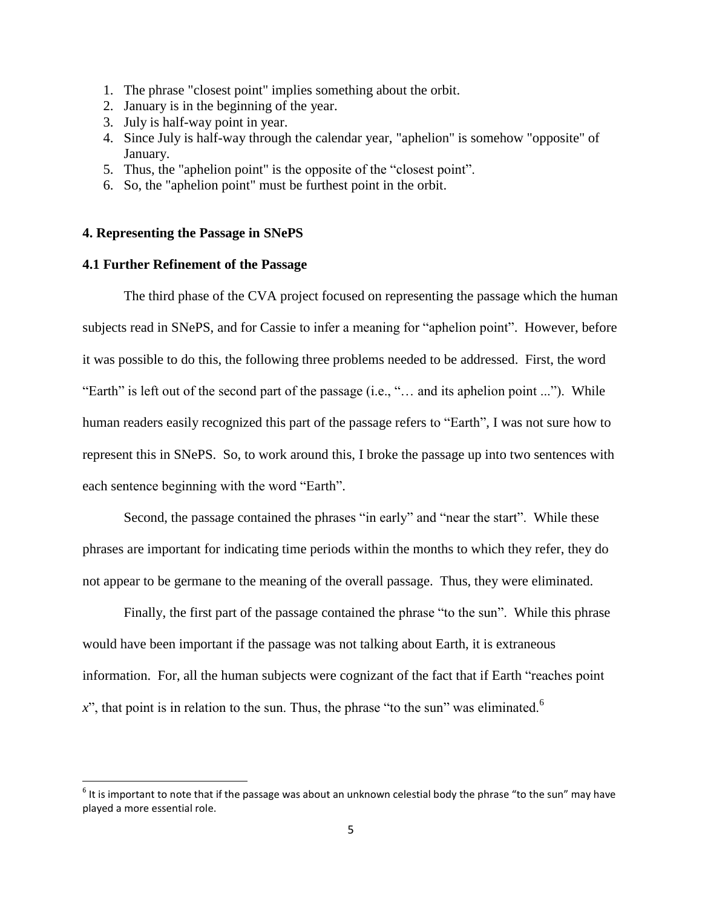1. The phrase "closest point" implies something about the orbit.
2. January is in the beginning of the year.
3. July is half-way point in year.
4. Since July is half-way through the calendar year, "aphelion" is somehow "opposite" of January.
5. Thus, the "aphelion point" is the opposite of the "closest point".
6. So, the "aphelion point" must be furthest point in the orbit.

## 4. Representing the Passage in SNePS

### 4.1 Further Refinement of the Passage

The third phase of the CVA project focused on representing the passage which the human subjects read in SNePS, and for Cassie to infer a meaning for "aphelion point". However, before it was possible to do this, the following three problems needed to be addressed. First, the word "Earth" is left out of the second part of the passage (i.e., "… and its aphelion point ..."). While human readers easily recognized this part of the passage refers to "Earth", I was not sure how to represent this in SNePS. So, to work around this, I broke the passage up into two sentences with each sentence beginning with the word "Earth".

Second, the passage contained the phrases "in early" and "near the start". While these phrases are important for indicating time periods within the months to which they refer, they do not appear to be germane to the meaning of the overall passage. Thus, they were eliminated.

Finally, the first part of the passage contained the phrase "to the sun". While this phrase would have been important if the passage was not talking about Earth, it is extraneous information. For, all the human subjects were cognizant of the fact that if Earth "reaches point *x*", that point is in relation to the sun. Thus, the phrase "to the sun" was eliminated.[6]

[6] It is important to note that if the passage was about an unknown celestial body the phrase "to the sun" may have played a more essential role.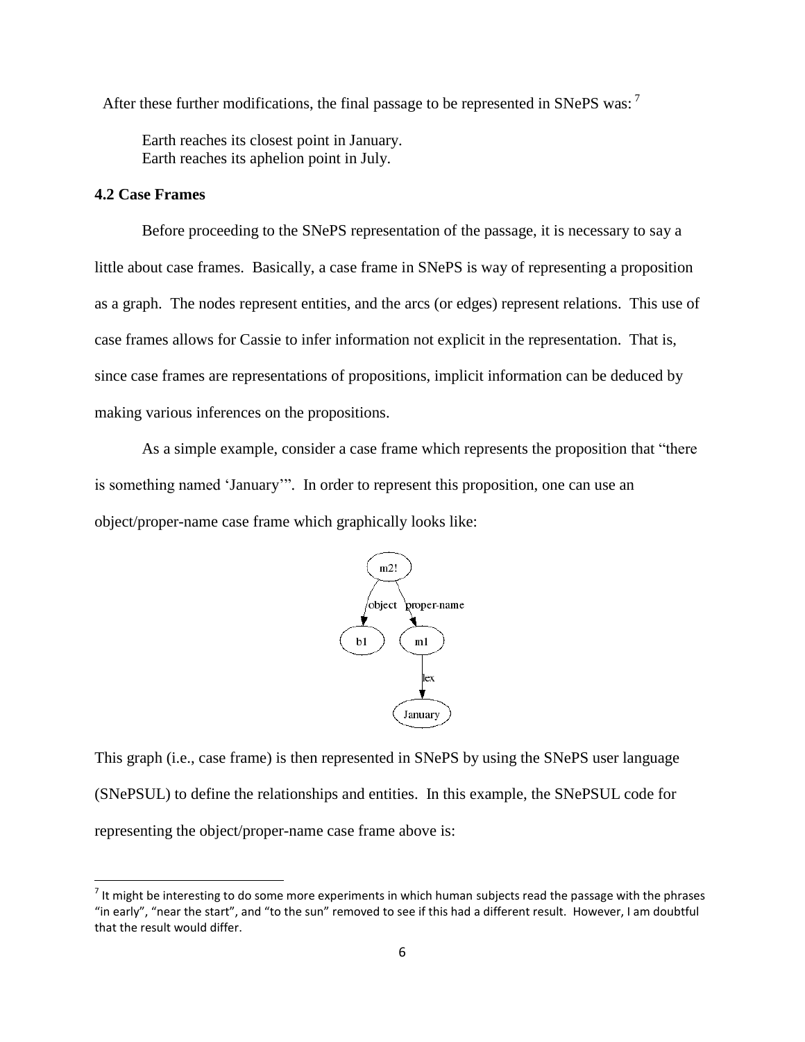After these further modifications, the final passage to be represented in SNePS was: [7]

> Earth reaches its closest point in January.
> Earth reaches its aphelion point in July.

### 4.2 Case Frames

Before proceeding to the SNePS representation of the passage, it is necessary to say a little about case frames. Basically, a case frame in SNePS is way of representing a proposition as a graph. The nodes represent entities, and the arcs (or edges) represent relations. This use of case frames allows for Cassie to infer information not explicit in the representation. That is, since case frames are representations of propositions, implicit information can be deduced by making various inferences on the propositions.

As a simple example, consider a case frame which represents the proposition that "there is something named 'January'". In order to represent this proposition, one can use an object/proper-name case frame which graphically looks like:

This graph (i.e., case frame) is then represented in SNePS by using the SNePS user language (SNePSUL) to define the relationships and entities. In this example, the SNePSUL code for representing the object/proper-name case frame above is:

---

[7] It might be interesting to do some more experiments in which human subjects read the passage with the phrases "in early", "near the start", and "to the sun" removed to see if this had a different result. However, I am doubtful that the result would differ.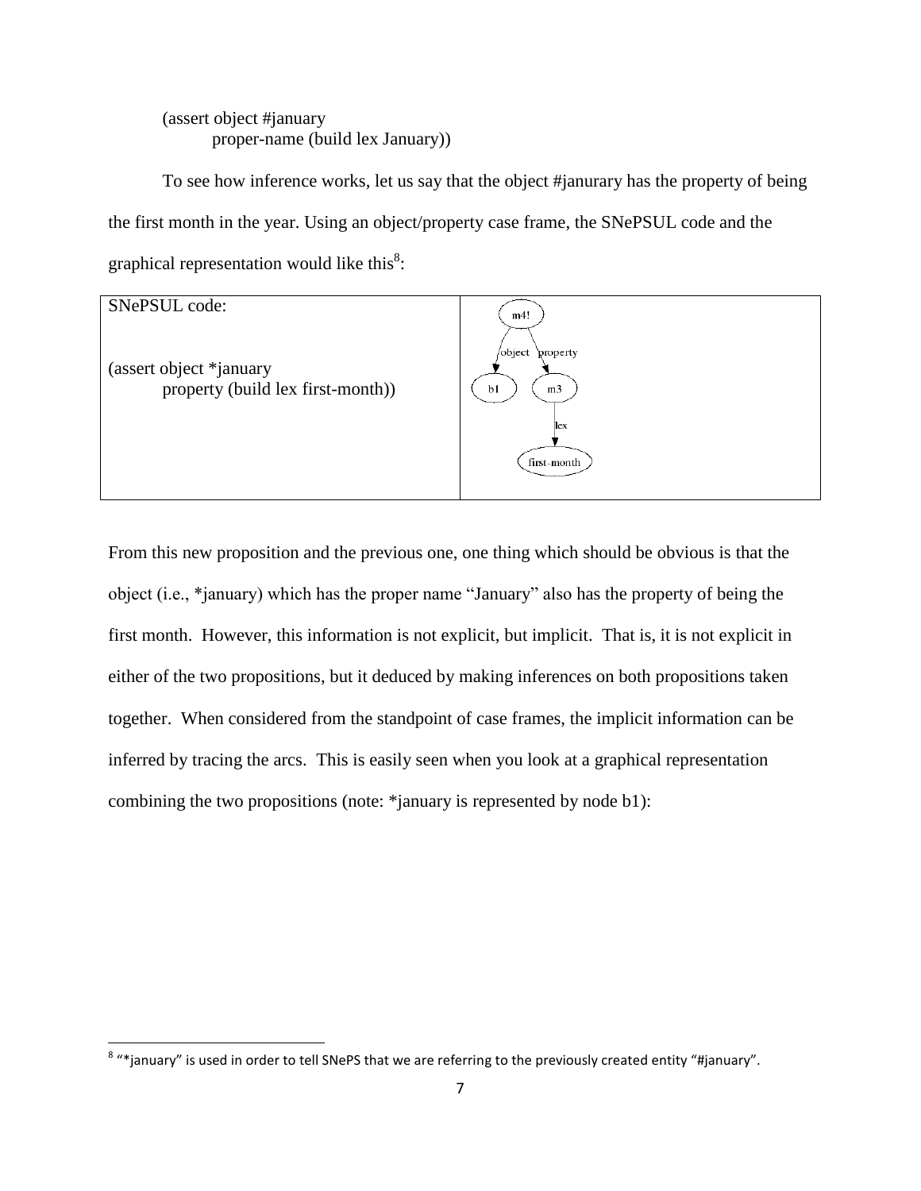```
(assert object #january
        proper-name (build lex January))
```

To see how inference works, let us say that the object #janurary has the property of being the first month in the year. Using an object/property case frame, the SNePSUL code and the graphical representation would like this[8]:

| SNePSUL code: | |
| --- | --- |
| (assert object *january<br>property (build lex first-month)) | m4! —object→ b1; m4! —property→ m3; m3 —lex→ first-month |

From this new proposition and the previous one, one thing which should be obvious is that the object (i.e., *january) which has the proper name "January" also has the property of being the first month. However, this information is not explicit, but implicit. That is, it is not explicit in either of the two propositions, but it deduced by making inferences on both propositions taken together. When considered from the standpoint of case frames, the implicit information can be inferred by tracing the arcs. This is easily seen when you look at a graphical representation combining the two propositions (note: *january is represented by node b1):

[8] "*january" is used in order to tell SNePS that we are referring to the previously created entity "#january".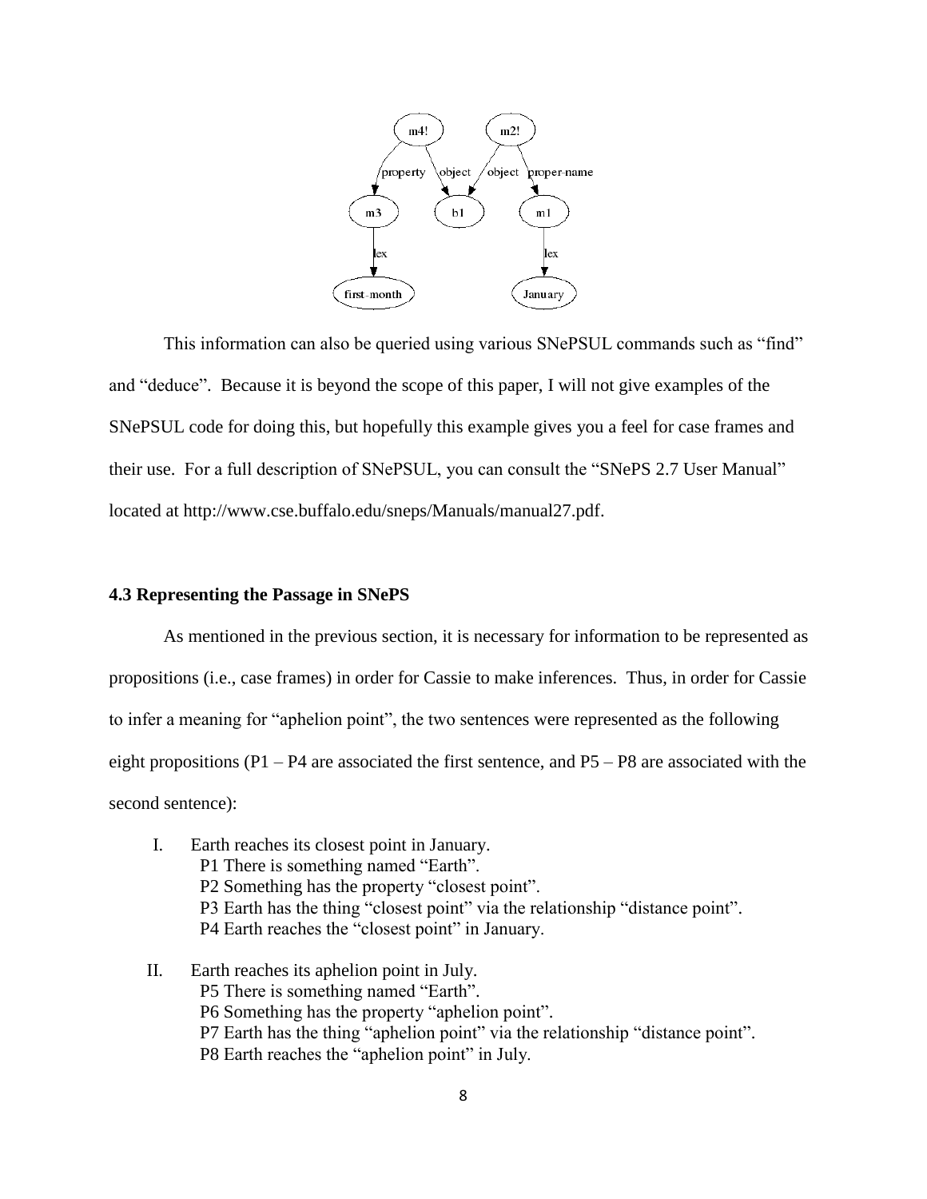This information can also be queried using various SNePSUL commands such as "find" and "deduce". Because it is beyond the scope of this paper, I will not give examples of the SNePSUL code for doing this, but hopefully this example gives you a feel for case frames and their use. For a full description of SNePSUL, you can consult the "SNePS 2.7 User Manual" located at http://www.cse.buffalo.edu/sneps/Manuals/manual27.pdf.

### 4.3 Representing the Passage in SNePS

As mentioned in the previous section, it is necessary for information to be represented as propositions (i.e., case frames) in order for Cassie to make inferences. Thus, in order for Cassie to infer a meaning for "aphelion point", the two sentences were represented as the following eight propositions (P1 – P4 are associated the first sentence, and P5 – P8 are associated with the second sentence):

I. Earth reaches its closest point in January.
   - P1 There is something named "Earth".
   - P2 Something has the property "closest point".
   - P3 Earth has the thing "closest point" via the relationship "distance point".
   - P4 Earth reaches the "closest point" in January.

II. Earth reaches its aphelion point in July.
   - P5 There is something named "Earth".
   - P6 Something has the property "aphelion point".
   - P7 Earth has the thing "aphelion point" via the relationship "distance point".
   - P8 Earth reaches the "aphelion point" in July.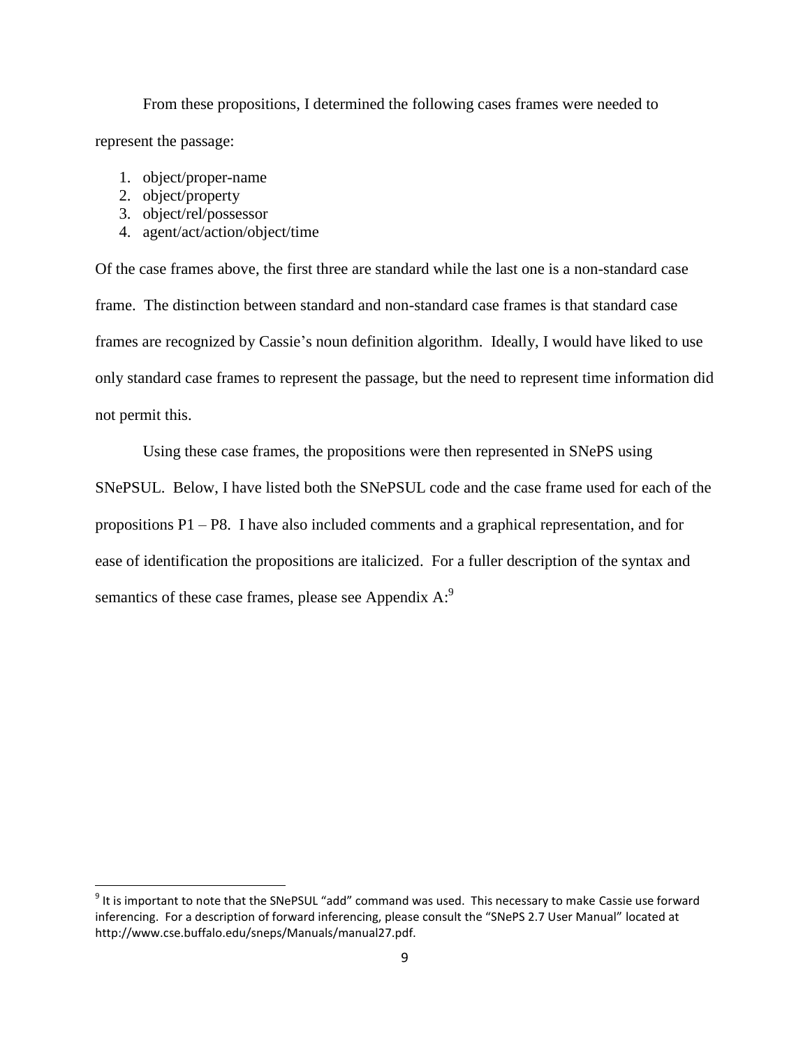From these propositions, I determined the following cases frames were needed to represent the passage:

1. object/proper-name
2. object/property
3. object/rel/possessor
4. agent/act/action/object/time

Of the case frames above, the first three are standard while the last one is a non-standard case frame. The distinction between standard and non-standard case frames is that standard case frames are recognized by Cassie's noun definition algorithm. Ideally, I would have liked to use only standard case frames to represent the passage, but the need to represent time information did not permit this.

Using these case frames, the propositions were then represented in SNePS using SNePSUL. Below, I have listed both the SNePSUL code and the case frame used for each of the propositions P1 – P8. I have also included comments and a graphical representation, and for ease of identification the propositions are italicized. For a fuller description of the syntax and semantics of these case frames, please see Appendix A:[9]

---

[9] It is important to note that the SNePSUL "add" command was used. This necessary to make Cassie use forward inferencing. For a description of forward inferencing, please consult the "SNePS 2.7 User Manual" located at http://www.cse.buffalo.edu/sneps/Manuals/manual27.pdf.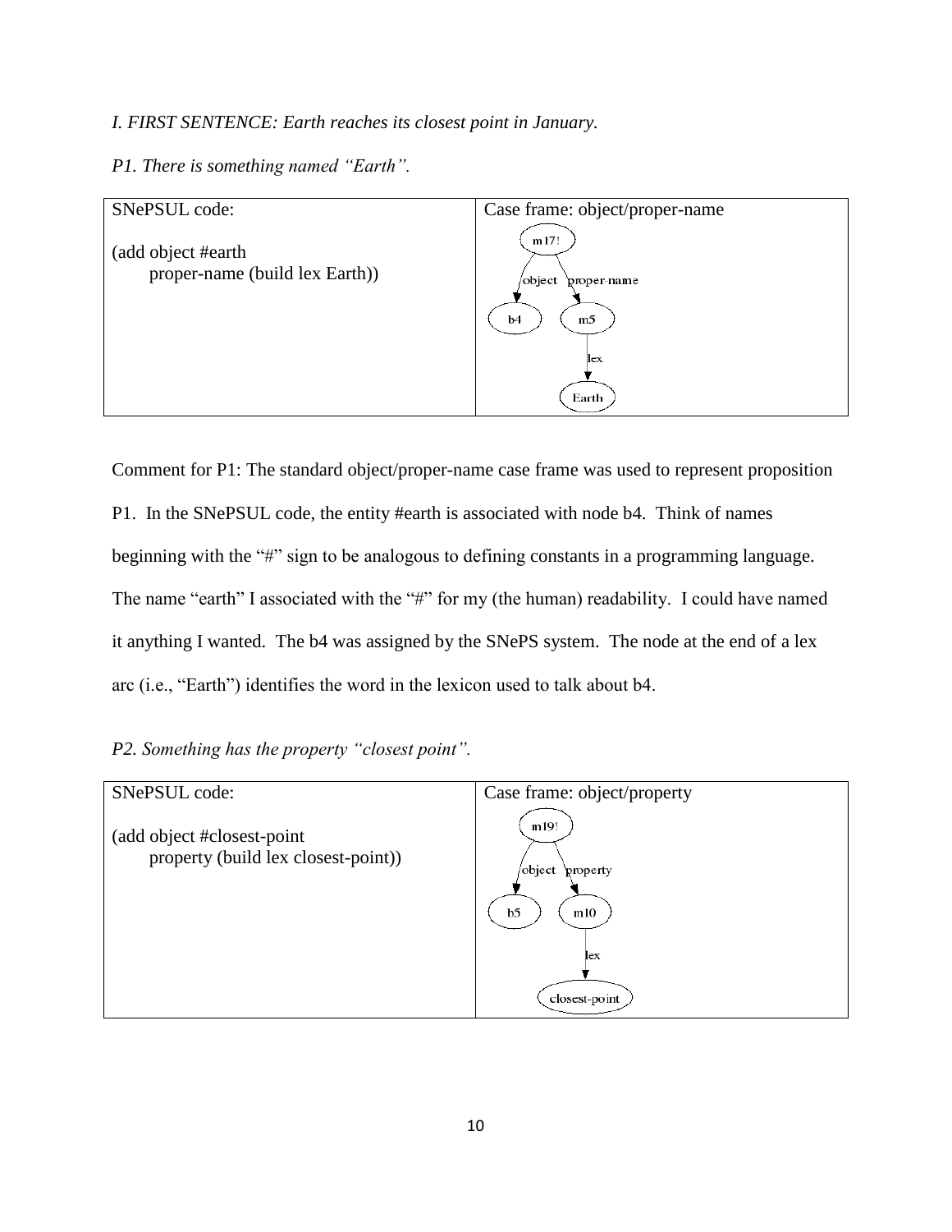*I. FIRST SENTENCE: Earth reaches its closest point in January.*

*P1. There is something named "Earth".*

| SNePSUL code: | Case frame: object/proper-name |
|---|---|
| (add object #earth<br>proper-name (build lex Earth)) | m17! —object→ b4; m17! —proper-name→ m5; m5 —lex→ Earth |

Comment for P1: The standard object/proper-name case frame was used to represent proposition P1. In the SNePSUL code, the entity #earth is associated with node b4. Think of names beginning with the "#" sign to be analogous to defining constants in a programming language. The name "earth" I associated with the "#" for my (the human) readability. I could have named it anything I wanted. The b4 was assigned by the SNePS system. The node at the end of a lex arc (i.e., "Earth") identifies the word in the lexicon used to talk about b4.

*P2. Something has the property "closest point".*

| SNePSUL code: | Case frame: object/property |
|---|---|
| (add object #closest-point<br>property (build lex closest-point)) | m19! —object→ b5; m19! —property→ m10; m10 —lex→ closest-point |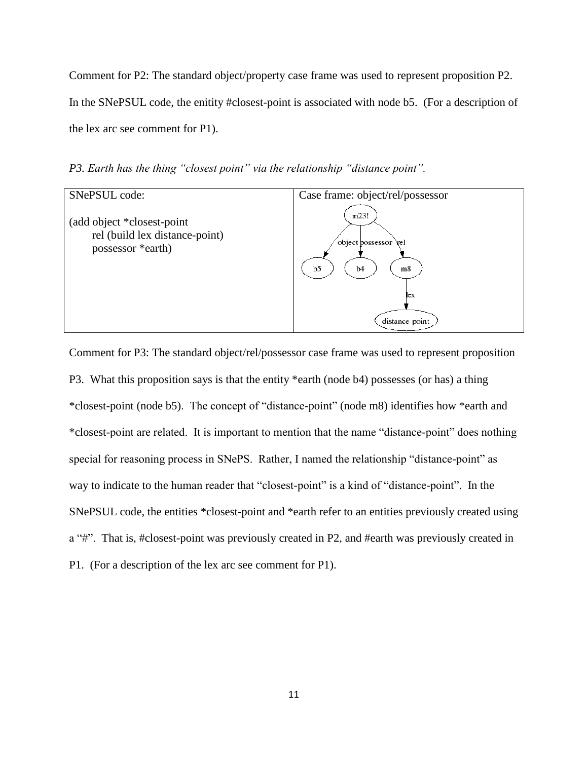Comment for P2: The standard object/property case frame was used to represent proposition P2. In the SNePSUL code, the enitity #closest-point is associated with node b5. (For a description of the lex arc see comment for P1).

*P3. Earth has the thing "closest point" via the relationship "distance point".*

| SNePSUL code: | Case frame: object/rel/possessor |
|---|---|
| (add object *closest-point<br>rel (build lex distance-point)<br>possessor *earth) | m23! —object→ b5; m23! —possessor→ b4; m23! —rel→ m8; m8 —lex→ distance-point |

Comment for P3: The standard object/rel/possessor case frame was used to represent proposition P3. What this proposition says is that the entity *earth (node b4) possesses (or has) a thing *closest-point (node b5). The concept of "distance-point" (node m8) identifies how *earth and *closest-point are related. It is important to mention that the name "distance-point" does nothing special for reasoning process in SNePS. Rather, I named the relationship "distance-point" as way to indicate to the human reader that "closest-point" is a kind of "distance-point". In the SNePSUL code, the entities *closest-point and *earth refer to an entities previously created using a "#". That is, #closest-point was previously created in P2, and #earth was previously created in P1. (For a description of the lex arc see comment for P1).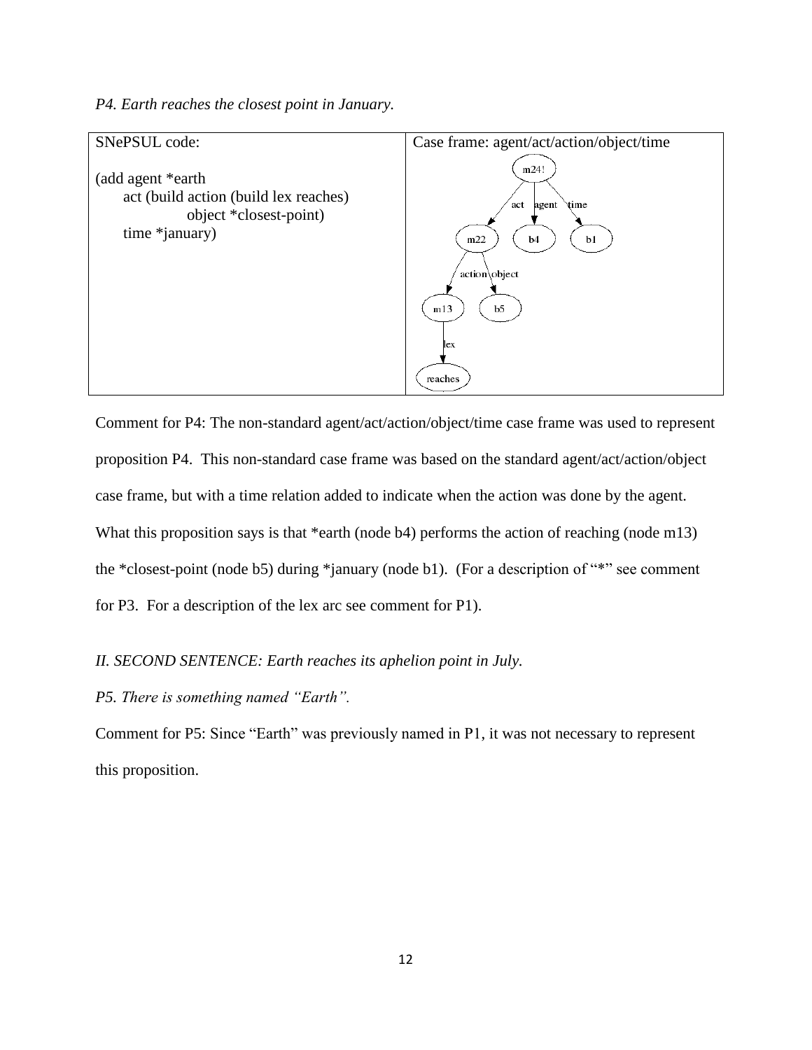*P4. Earth reaches the closest point in January.*

| SNePSUL code: | Case frame: agent/act/action/object/time |
|---|---|
| (add agent *earth<br>act (build action (build lex reaches)<br>object *closest-point)<br>time *january) | m24! — act → m22; agent → b4; time → b1<br>m22 — action → m13; object → b5<br>m13 — lex → reaches |

Comment for P4: The non-standard agent/act/action/object/time case frame was used to represent proposition P4. This non-standard case frame was based on the standard agent/act/action/object case frame, but with a time relation added to indicate when the action was done by the agent. What this proposition says is that *earth (node b4) performs the action of reaching (node m13) the *closest-point (node b5) during *january (node b1). (For a description of "*" see comment for P3. For a description of the lex arc see comment for P1).

*II. SECOND SENTENCE: Earth reaches its aphelion point in July.*

*P5. There is something named "Earth".*

Comment for P5: Since "Earth" was previously named in P1, it was not necessary to represent this proposition.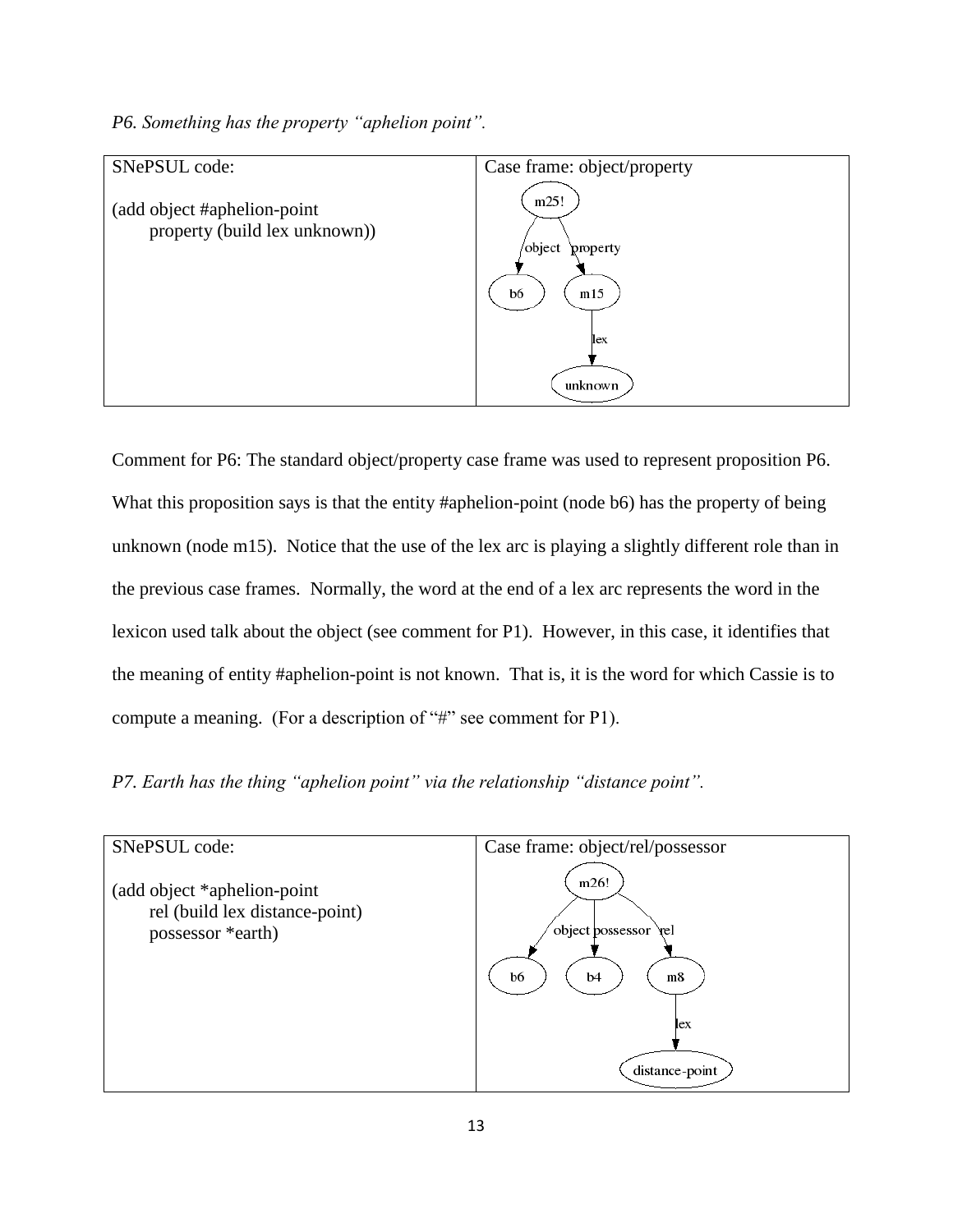*P6. Something has the property "aphelion point".*

| SNePSUL code: | Case frame: object/property |
|---|---|
| (add object #aphelion-point property (build lex unknown)) | m25! —object→ b6; m25! —property→ m15; m15 —lex→ unknown |

Comment for P6: The standard object/property case frame was used to represent proposition P6. What this proposition says is that the entity #aphelion-point (node b6) has the property of being unknown (node m15). Notice that the use of the lex arc is playing a slightly different role than in the previous case frames. Normally, the word at the end of a lex arc represents the word in the lexicon used talk about the object (see comment for P1). However, in this case, it identifies that the meaning of entity #aphelion-point is not known. That is, it is the word for which Cassie is to compute a meaning. (For a description of "#" see comment for P1).

*P7. Earth has the thing "aphelion point" via the relationship "distance point".*

| SNePSUL code: | Case frame: object/rel/possessor |
|---|---|
| (add object *aphelion-point rel (build lex distance-point) possessor *earth) | m26! —object→ b6; m26! —possessor→ b4; m26! —rel→ m8; m8 —lex→ distance-point |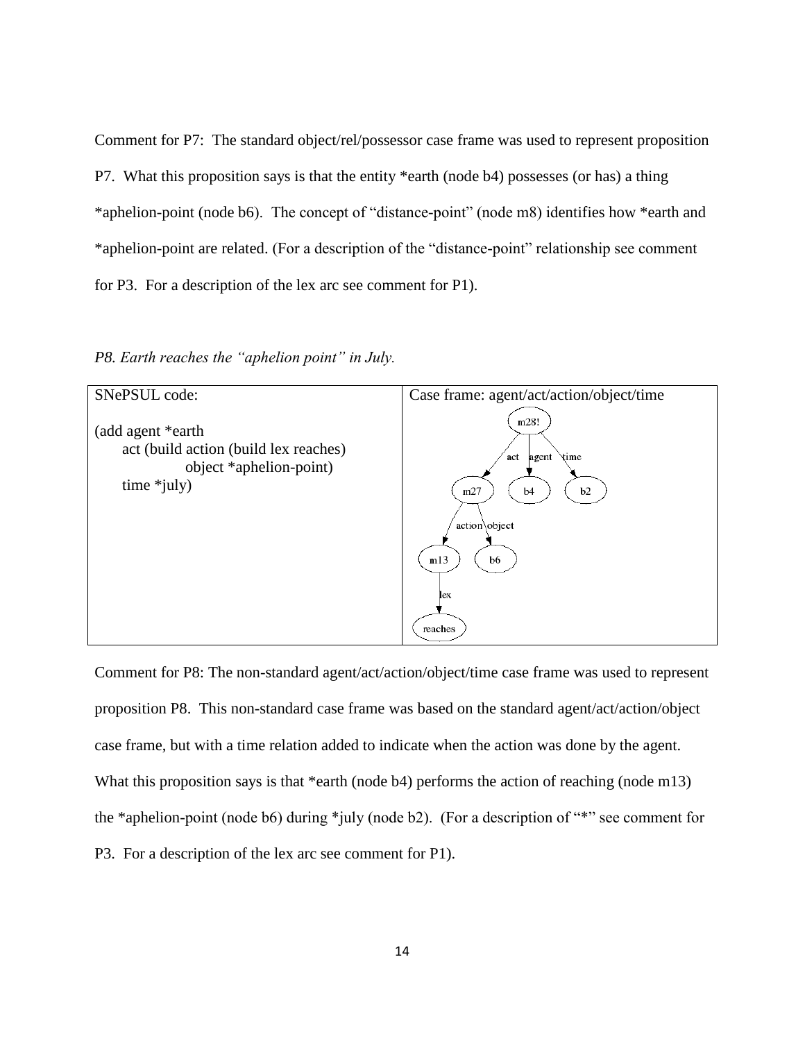Comment for P7: The standard object/rel/possessor case frame was used to represent proposition P7. What this proposition says is that the entity *earth (node b4) possesses (or has) a thing *aphelion-point (node b6). The concept of "distance-point" (node m8) identifies how *earth and *aphelion-point are related. (For a description of the "distance-point" relationship see comment for P3. For a description of the lex arc see comment for P1).

*P8. Earth reaches the "aphelion point" in July.*

| SNePSUL code: | Case frame: agent/act/action/object/time |
|---|---|
| (add agent *earth<br>act (build action (build lex reaches)<br>object *aphelion-point)<br>time *july) | m28! —act→ m27; m28! —agent→ b4; m28! —time→ b2; m27 —action→ m13; m27 —object→ b6; m13 —lex→ reaches |

Comment for P8: The non-standard agent/act/action/object/time case frame was used to represent proposition P8. This non-standard case frame was based on the standard agent/act/action/object case frame, but with a time relation added to indicate when the action was done by the agent. What this proposition says is that *earth (node b4) performs the action of reaching (node m13) the *aphelion-point (node b6) during *july (node b2). (For a description of "*" see comment for P3. For a description of the lex arc see comment for P1).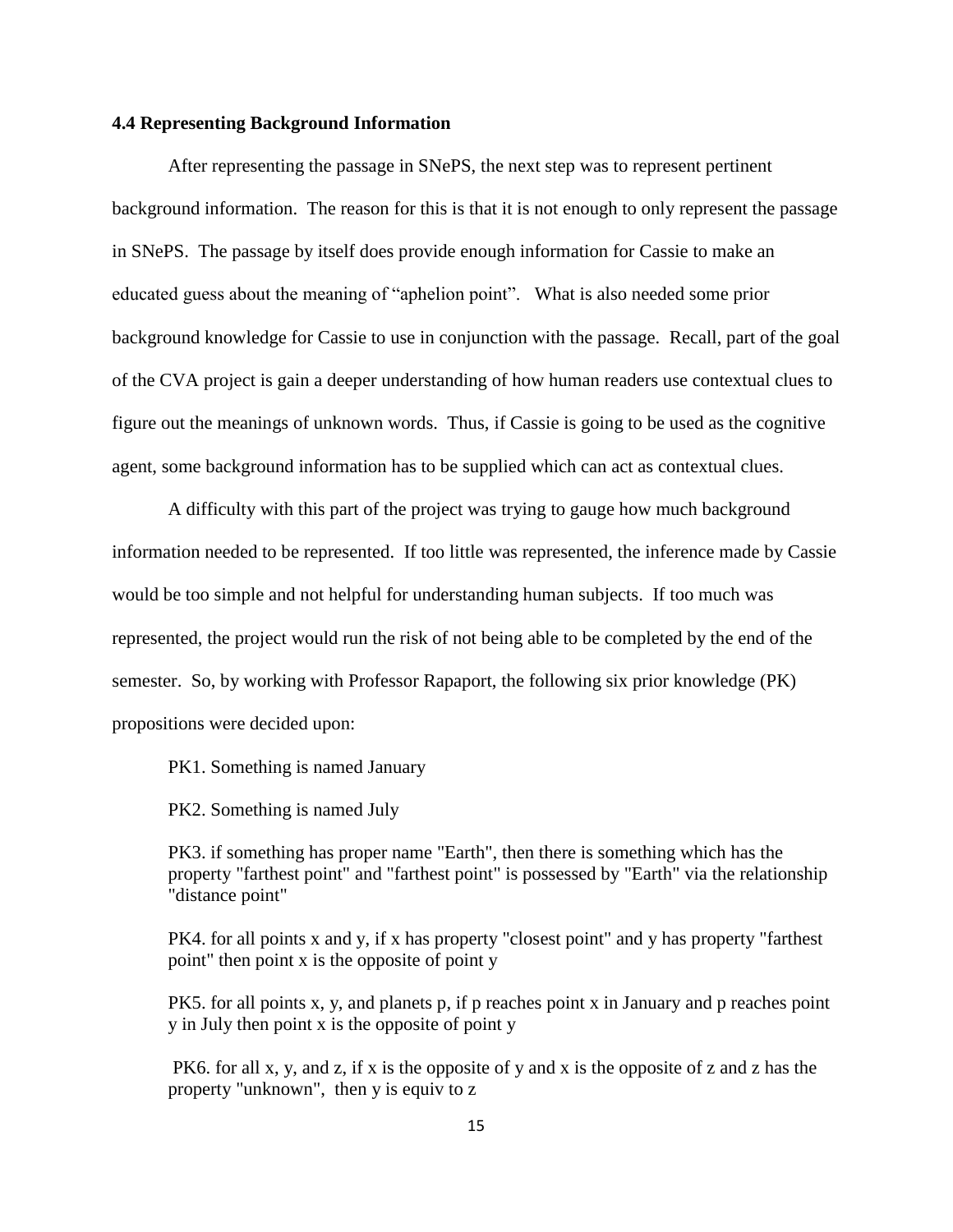### 4.4 Representing Background Information

After representing the passage in SNePS, the next step was to represent pertinent background information. The reason for this is that it is not enough to only represent the passage in SNePS. The passage by itself does provide enough information for Cassie to make an educated guess about the meaning of "aphelion point". What is also needed some prior background knowledge for Cassie to use in conjunction with the passage. Recall, part of the goal of the CVA project is gain a deeper understanding of how human readers use contextual clues to figure out the meanings of unknown words. Thus, if Cassie is going to be used as the cognitive agent, some background information has to be supplied which can act as contextual clues.

A difficulty with this part of the project was trying to gauge how much background information needed to be represented. If too little was represented, the inference made by Cassie would be too simple and not helpful for understanding human subjects. If too much was represented, the project would run the risk of not being able to be completed by the end of the semester. So, by working with Professor Rapaport, the following six prior knowledge (PK) propositions were decided upon:

PK1. Something is named January

PK2. Something is named July

PK3. if something has proper name "Earth", then there is something which has the property "farthest point" and "farthest point" is possessed by "Earth" via the relationship "distance point"

PK4. for all points x and y, if x has property "closest point" and y has property "farthest point" then point x is the opposite of point y

PK5. for all points x, y, and planets p, if p reaches point x in January and p reaches point y in July then point x is the opposite of point y

PK6. for all x, y, and z, if x is the opposite of y and x is the opposite of z and z has the property "unknown", then y is equiv to z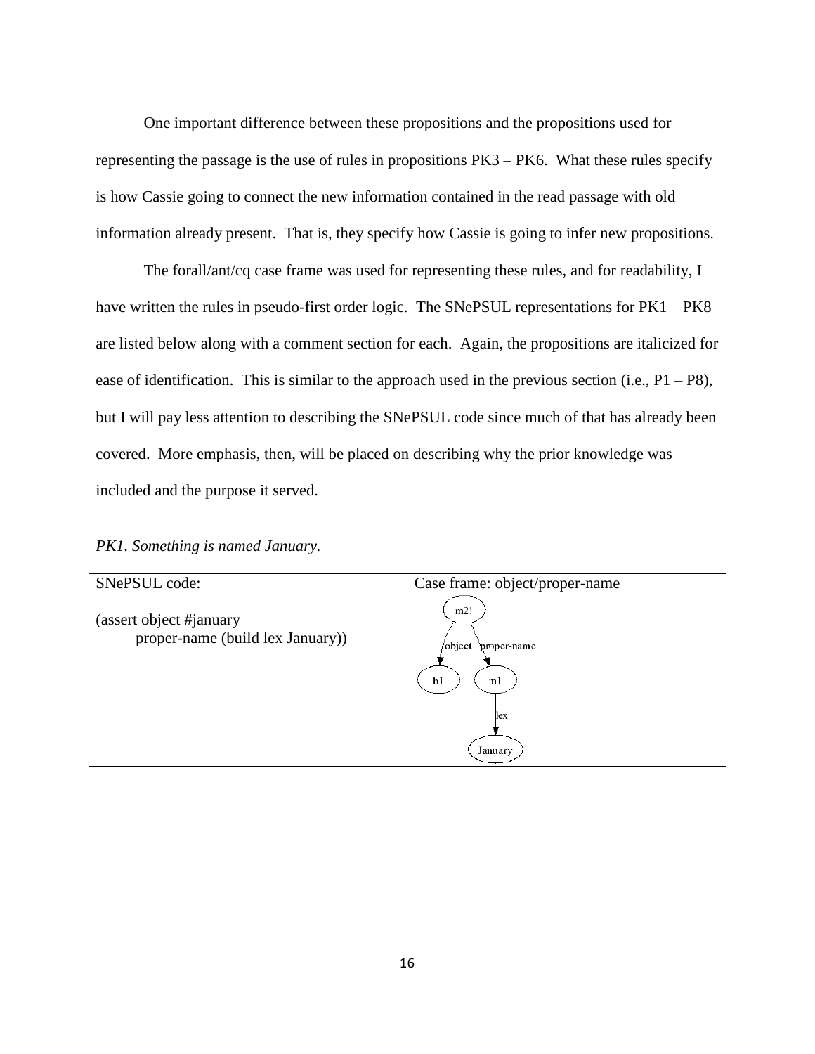One important difference between these propositions and the propositions used for representing the passage is the use of rules in propositions PK3 – PK6. What these rules specify is how Cassie going to connect the new information contained in the read passage with old information already present. That is, they specify how Cassie is going to infer new propositions.

The forall/ant/cq case frame was used for representing these rules, and for readability, I have written the rules in pseudo-first order logic. The SNePSUL representations for PK1 – PK8 are listed below along with a comment section for each. Again, the propositions are italicized for ease of identification. This is similar to the approach used in the previous section (i.e., P1 – P8), but I will pay less attention to describing the SNePSUL code since much of that has already been covered. More emphasis, then, will be placed on describing why the prior knowledge was included and the purpose it served.

*PK1. Something is named January.*

| SNePSUL code: | Case frame: object/proper-name |
|---|---|
| (assert object #january<br>proper-name (build lex January)) | m2! —object→ b1; m2! —proper-name→ m1; m1 —lex→ January |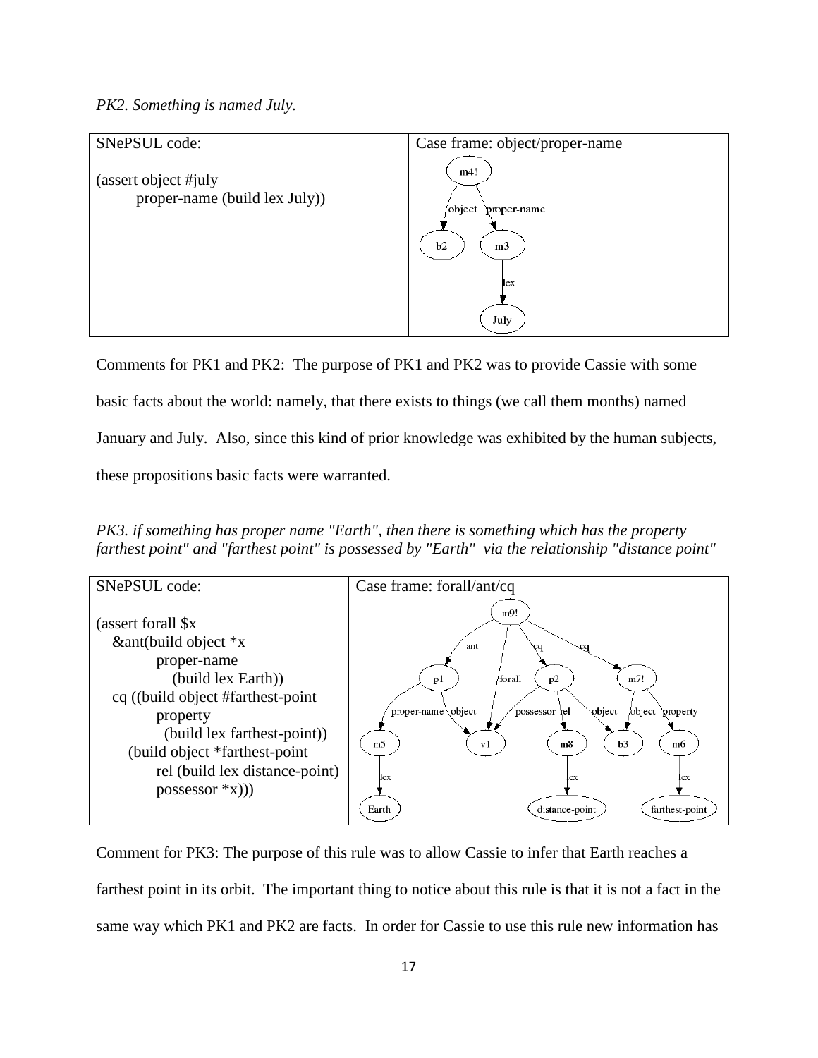*PK2. Something is named July.*

| SNePSUL code: | Case frame: object/proper-name |
|---|---|
| (assert object #july<br>proper-name (build lex July)) | m4! —object→ b2; m4! —proper-name→ m3; m3 —lex→ July |

Comments for PK1 and PK2: The purpose of PK1 and PK2 was to provide Cassie with some basic facts about the world: namely, that there exists to things (we call them months) named January and July. Also, since this kind of prior knowledge was exhibited by the human subjects, these propositions basic facts were warranted.

*PK3. if something has proper name "Earth", then there is something which has the property farthest point" and "farthest point" is possessed by "Earth" via the relationship "distance point"*

| SNePSUL code: | Case frame: forall/ant/cq |
|---|---|
| (assert forall $x<br>&ant(build object *x<br>proper-name<br>(build lex Earth))<br>cq ((build object #farthest-point<br>property<br>(build lex farthest-point))<br>(build object *farthest-point<br>rel (build lex distance-point)<br>possessor *x))) | m9! —ant→ p1; m9! —forall→ v1; m9! —cq→ p2; m9! —cq→ m7!; p1 —proper-name→ m5; p1 —object→ v1; m5 —lex→ Earth; p2 —possessor→ v1; p2 —rel→ m8; p2 —object→ b3; m8 —lex→ distance-point; m7! —object→ b3; m7! —property→ m6; m6 —lex→ farthest-point |

Comment for PK3: The purpose of this rule was to allow Cassie to infer that Earth reaches a farthest point in its orbit. The important thing to notice about this rule is that it is not a fact in the same way which PK1 and PK2 are facts. In order for Cassie to use this rule new information has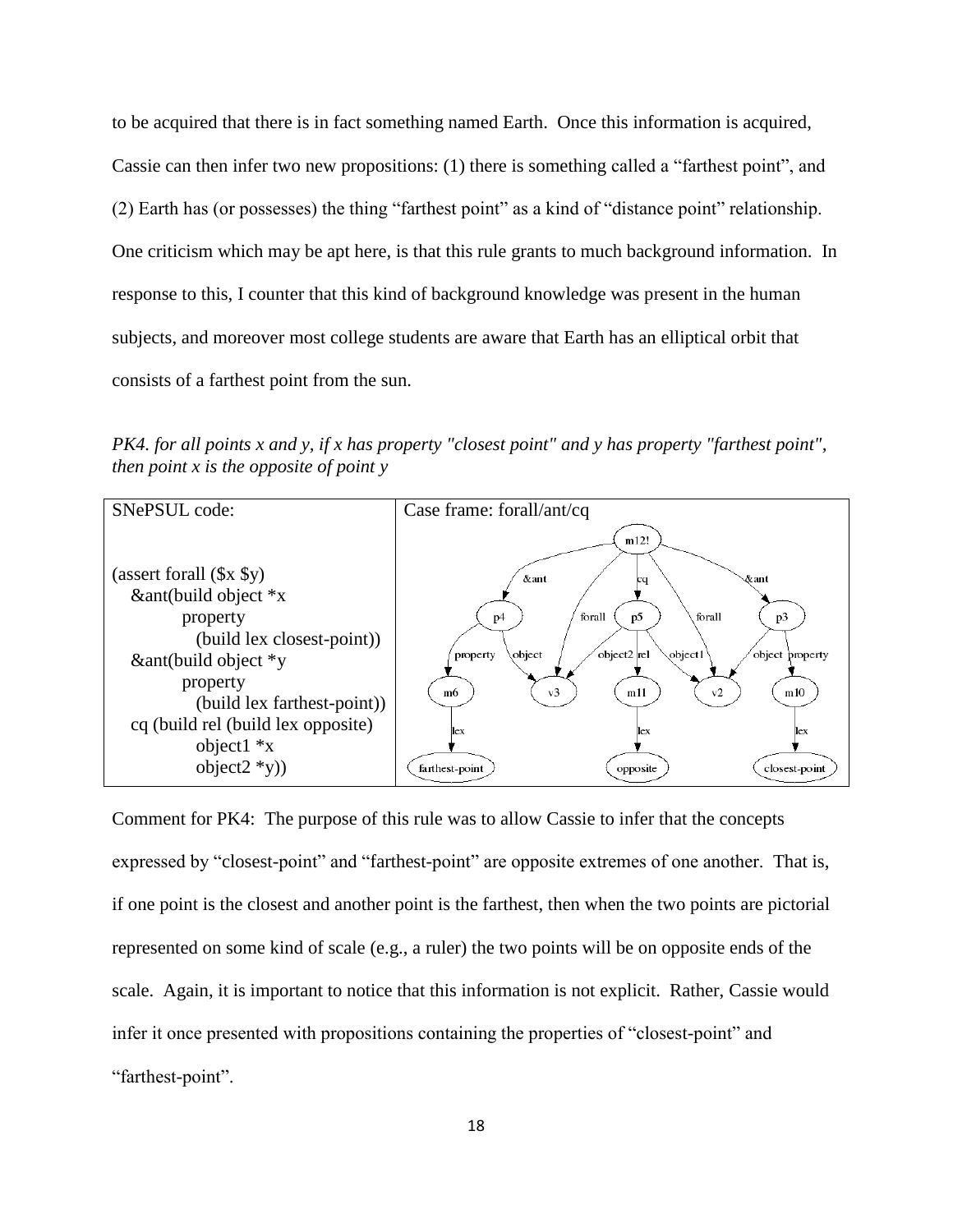to be acquired that there is in fact something named Earth. Once this information is acquired, Cassie can then infer two new propositions: (1) there is something called a "farthest point", and (2) Earth has (or possesses) the thing "farthest point" as a kind of "distance point" relationship. One criticism which may be apt here, is that this rule grants to much background information. In response to this, I counter that this kind of background knowledge was present in the human subjects, and moreover most college students are aware that Earth has an elliptical orbit that consists of a farthest point from the sun.

*PK4. for all points x and y, if x has property "closest point" and y has property "farthest point", then point x is the opposite of point y*

| SNePSUL code: | Case frame: forall/ant/cq |
|---|---|
| (assert forall ($x $y) &ant(build object *x property (build lex closest-point)) &ant(build object *y property (build lex farthest-point)) cq (build rel (build lex opposite) object1 *x object2 *y)) | |

```
(assert forall ($x $y)
   &ant(build object *x
          property
            (build lex closest-point))
   &ant(build object *y
          property
            (build lex farthest-point))
   cq (build rel (build lex opposite)
            object1 *x
            object2 *y))
```

Comment for PK4: The purpose of this rule was to allow Cassie to infer that the concepts expressed by "closest-point" and "farthest-point" are opposite extremes of one another. That is, if one point is the closest and another point is the farthest, then when the two points are pictorial represented on some kind of scale (e.g., a ruler) the two points will be on opposite ends of the scale. Again, it is important to notice that this information is not explicit. Rather, Cassie would infer it once presented with propositions containing the properties of "closest-point" and "farthest-point".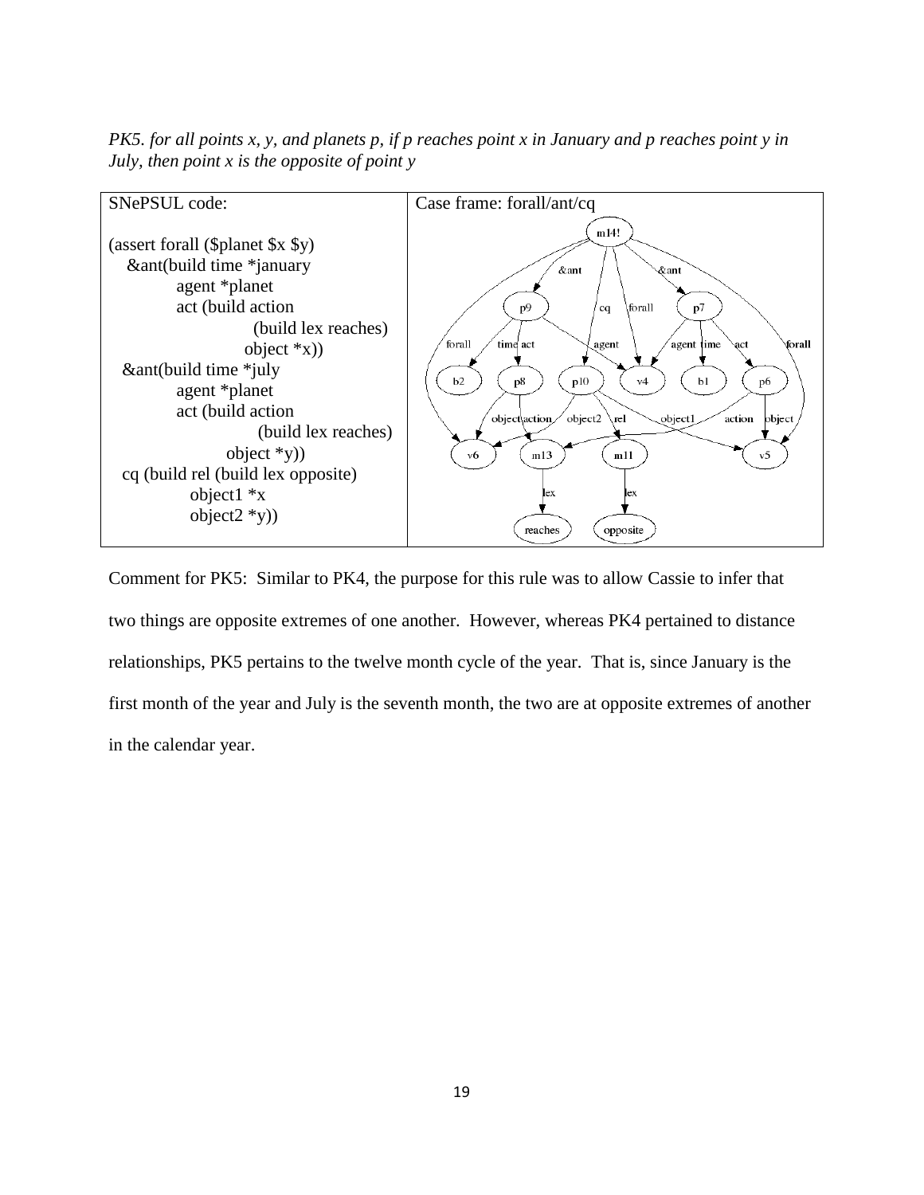*PK5. for all points x, y, and planets p, if p reaches point x in January and p reaches point y in July, then point x is the opposite of point y*

| SNePSUL code: | Case frame: forall/ant/cq |
| --- | --- |
| <pre>(assert forall ($planet $x $y)<br>  &ant(build time *january<br>        agent *planet<br>        act (build action<br>                (build lex reaches)<br>                object *x))<br>  &ant(build time *july<br>        agent *planet<br>        act (build action<br>                (build lex reaches)<br>             object *y))<br>  cq (build rel (build lex opposite)<br>        object1 *x<br>        object2 *y))</pre> | |

Comment for PK5: Similar to PK4, the purpose for this rule was to allow Cassie to infer that two things are opposite extremes of one another. However, whereas PK4 pertained to distance relationships, PK5 pertains to the twelve month cycle of the year. That is, since January is the first month of the year and July is the seventh month, the two are at opposite extremes of another in the calendar year.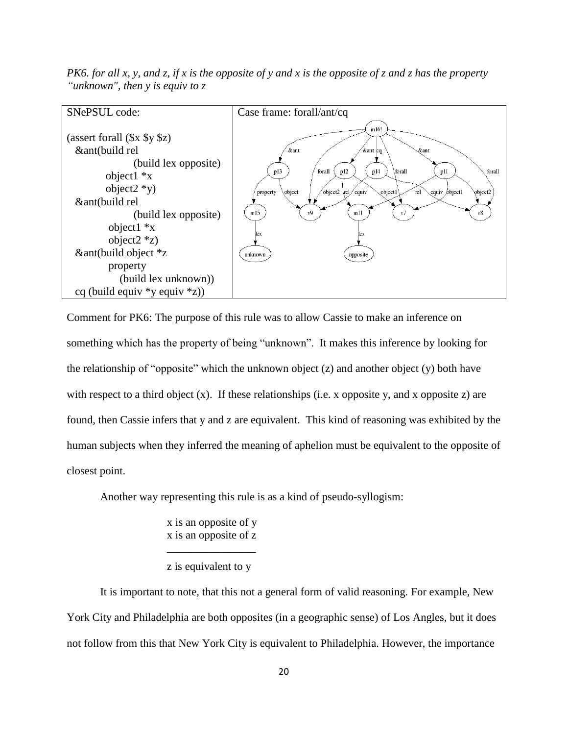*PK6. for all x, y, and z, if x is the opposite of y and x is the opposite of z and z has the property "unknown", then y is equiv to z*

| SNePSUL code: | Case frame: forall/ant/cq |
|---|---|
| (assert forall ($x $y $z) &ant(build rel (build lex opposite) object1 *x object2 *y) &ant(build rel (build lex opposite) object1 *x object2 *z) &ant(build object *z property (build lex unknown)) cq (build equiv *y equiv *z)) | |

```
(assert forall ($x $y $z)
  &ant(build rel
              (build lex opposite)
         object1 *x
         object2 *y)
  &ant(build rel
              (build lex opposite)
          object1 *x
          object2 *z)
  &ant(build object *z
          property
             (build lex unknown))
  cq (build equiv *y equiv *z))
```

Comment for PK6: The purpose of this rule was to allow Cassie to make an inference on something which has the property of being "unknown". It makes this inference by looking for the relationship of "opposite" which the unknown object (z) and another object (y) both have with respect to a third object (x). If these relationships (i.e. x opposite y, and x opposite z) are found, then Cassie infers that y and z are equivalent. This kind of reasoning was exhibited by the human subjects when they inferred the meaning of aphelion must be equivalent to the opposite of closest point.

Another way representing this rule is as a kind of pseudo-syllogism:

x is an opposite of y
x is an opposite of z
________________
z is equivalent to y

It is important to note, that this not a general form of valid reasoning. For example, New York City and Philadelphia are both opposites (in a geographic sense) of Los Angles, but it does not follow from this that New York City is equivalent to Philadelphia. However, the importance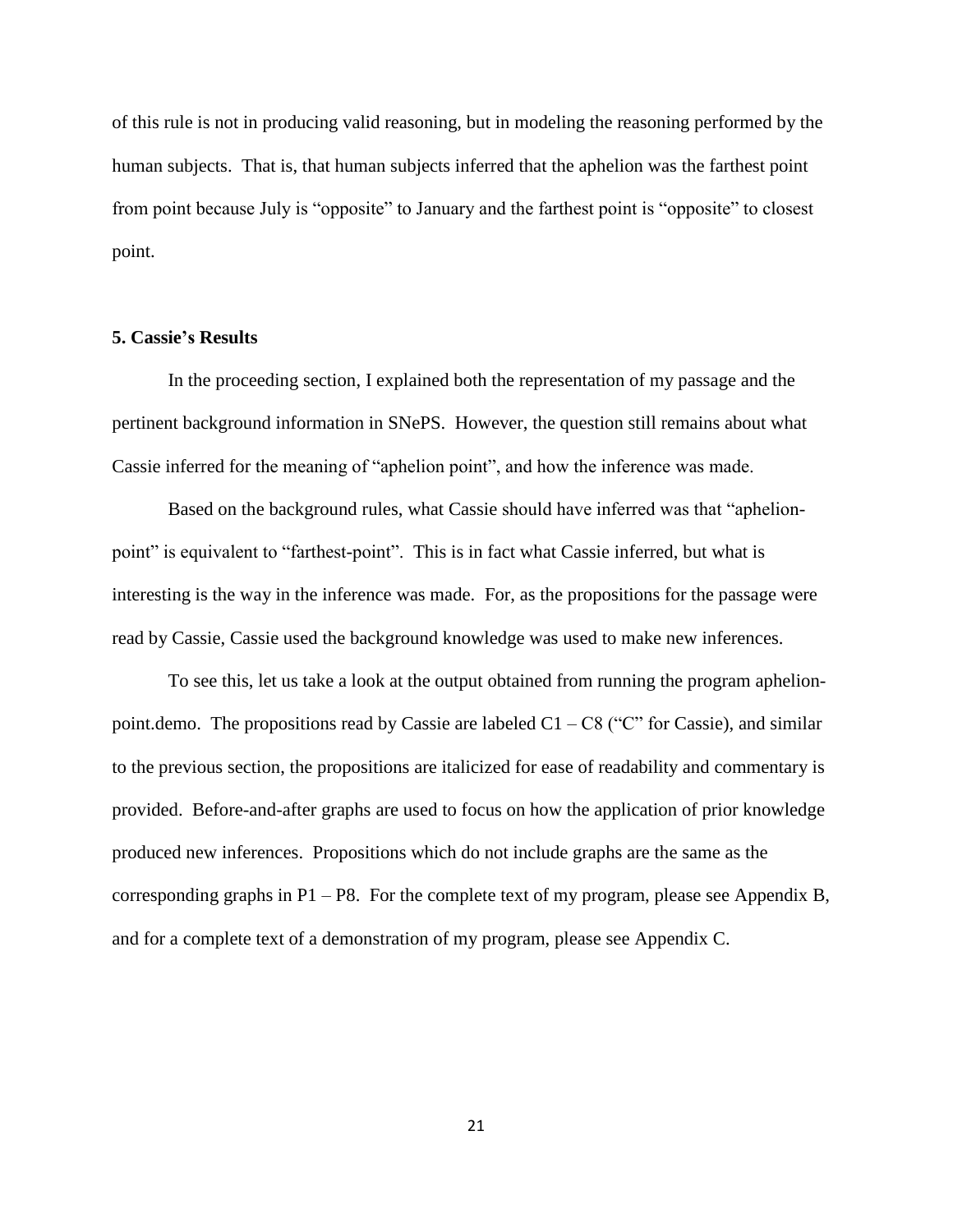of this rule is not in producing valid reasoning, but in modeling the reasoning performed by the human subjects. That is, that human subjects inferred that the aphelion was the farthest point from point because July is "opposite" to January and the farthest point is "opposite" to closest point.

### 5. Cassie's Results

In the proceeding section, I explained both the representation of my passage and the pertinent background information in SNePS. However, the question still remains about what Cassie inferred for the meaning of "aphelion point", and how the inference was made.

Based on the background rules, what Cassie should have inferred was that "aphelion-point" is equivalent to "farthest-point". This is in fact what Cassie inferred, but what is interesting is the way in the inference was made. For, as the propositions for the passage were read by Cassie, Cassie used the background knowledge was used to make new inferences.

To see this, let us take a look at the output obtained from running the program aphelion-point.demo. The propositions read by Cassie are labeled C1 – C8 ("C" for Cassie), and similar to the previous section, the propositions are italicized for ease of readability and commentary is provided. Before-and-after graphs are used to focus on how the application of prior knowledge produced new inferences. Propositions which do not include graphs are the same as the corresponding graphs in P1 – P8. For the complete text of my program, please see Appendix B, and for a complete text of a demonstration of my program, please see Appendix C.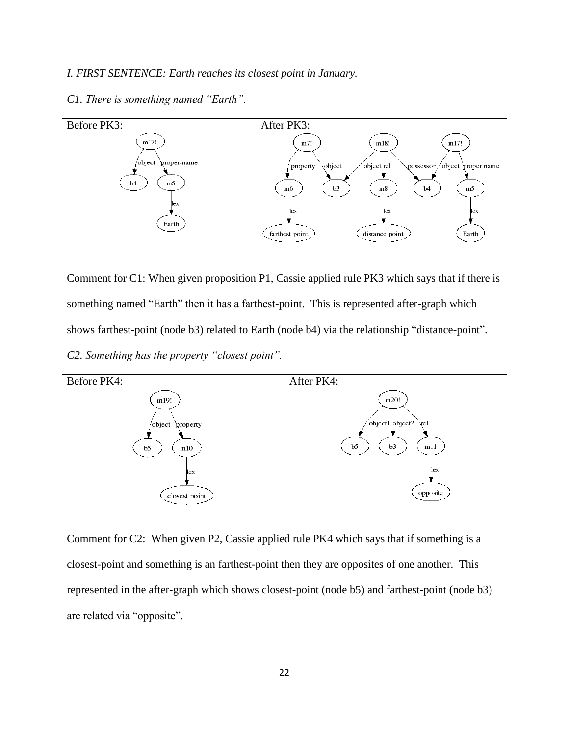*I. FIRST SENTENCE: Earth reaches its closest point in January.*

*C1. There is something named "Earth".*

| Before PK3: | After PK3: |
|---|---|
| | |

Comment for C1: When given proposition P1, Cassie applied rule PK3 which says that if there is something named "Earth" then it has a farthest-point. This is represented after-graph which shows farthest-point (node b3) related to Earth (node b4) via the relationship "distance-point".

*C2. Something has the property "closest point".*

| Before PK4: | After PK4: |
|---|---|
| | |

Comment for C2: When given P2, Cassie applied rule PK4 which says that if something is a closest-point and something is an farthest-point then they are opposites of one another. This represented in the after-graph which shows closest-point (node b5) and farthest-point (node b3) are related via "opposite".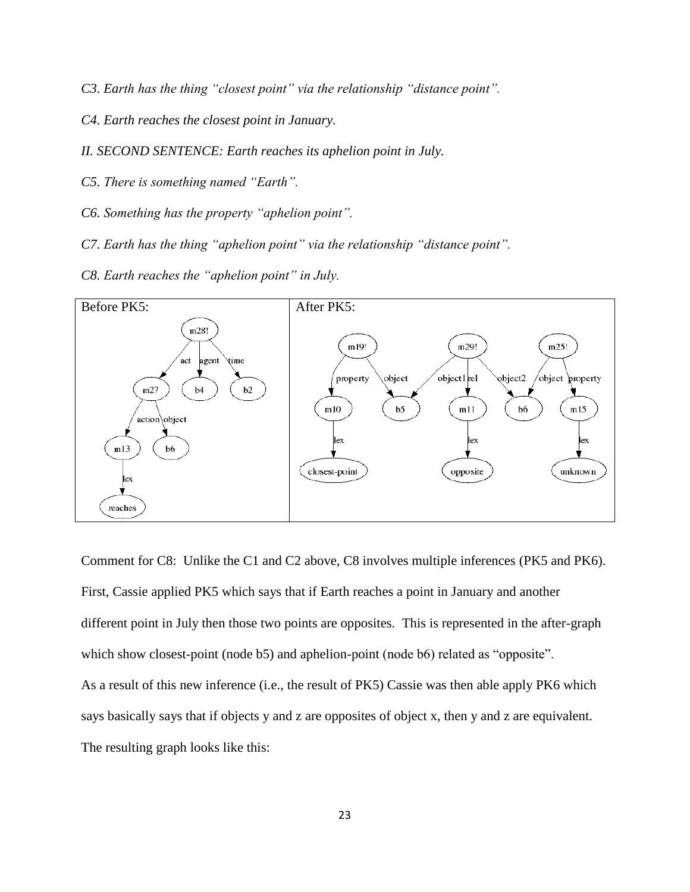*C3. Earth has the thing "closest point" via the relationship "distance point".*

*C4. Earth reaches the closest point in January.*

*II. SECOND SENTENCE: Earth reaches its aphelion point in July.*

*C5. There is something named "Earth".*

*C6. Something has the property "aphelion point".*

*C7. Earth has the thing "aphelion point" via the relationship "distance point".*

*C8. Earth reaches the "aphelion point" in July.*

| Before PK5: | After PK5: |
|---|---|
| | |

Comment for C8: Unlike the C1 and C2 above, C8 involves multiple inferences (PK5 and PK6). First, Cassie applied PK5 which says that if Earth reaches a point in January and another different point in July then those two points are opposites. This is represented in the after-graph which show closest-point (node b5) and aphelion-point (node b6) related as "opposite".

As a result of this new inference (i.e., the result of PK5) Cassie was then able apply PK6 which says basically says that if objects y and z are opposites of object x, then y and z are equivalent. The resulting graph looks like this: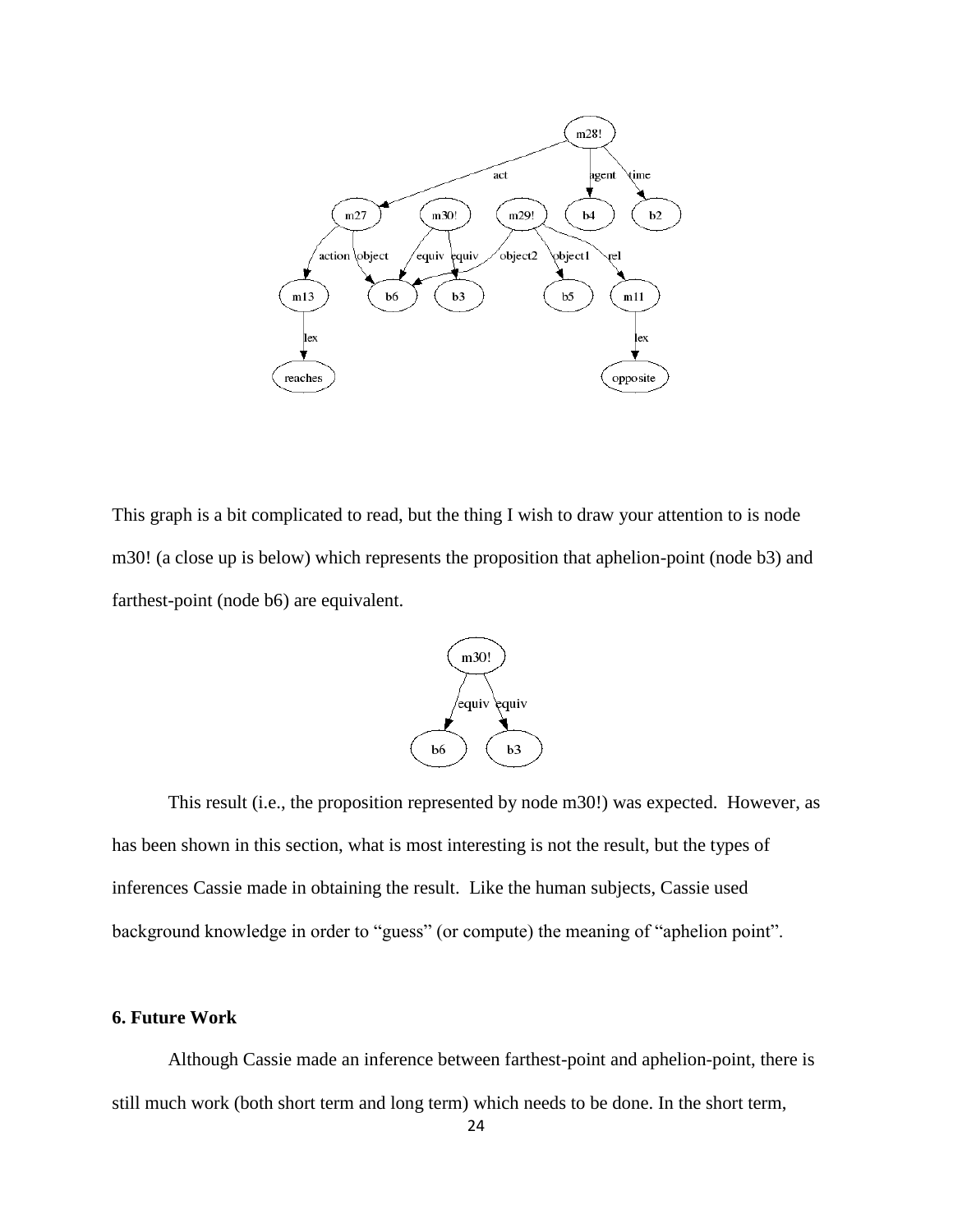This graph is a bit complicated to read, but the thing I wish to draw your attention to is node m30! (a close up is below) which represents the proposition that aphelion-point (node b3) and farthest-point (node b6) are equivalent.

This result (i.e., the proposition represented by node m30!) was expected. However, as has been shown in this section, what is most interesting is not the result, but the types of inferences Cassie made in obtaining the result. Like the human subjects, Cassie used background knowledge in order to "guess" (or compute) the meaning of "aphelion point".

## 6. Future Work

Although Cassie made an inference between farthest-point and aphelion-point, there is still much work (both short term and long term) which needs to be done. In the short term,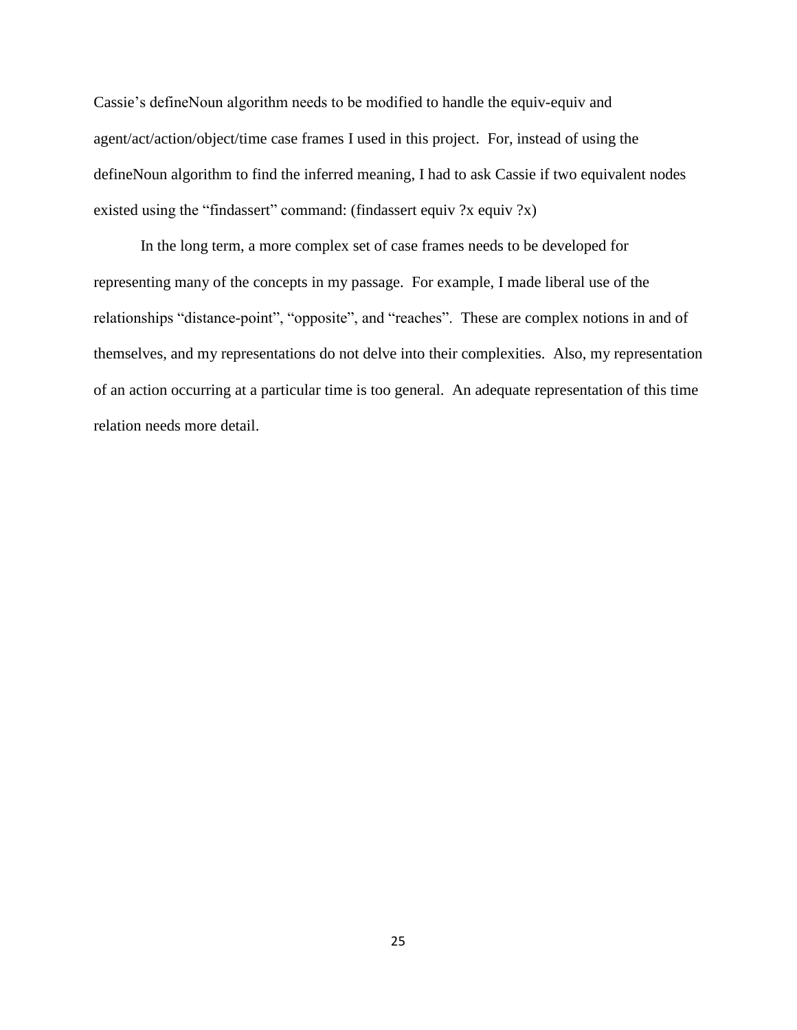Cassie's defineNoun algorithm needs to be modified to handle the equiv-equiv and agent/act/action/object/time case frames I used in this project. For, instead of using the defineNoun algorithm to find the inferred meaning, I had to ask Cassie if two equivalent nodes existed using the "findassert" command: (findassert equiv ?x equiv ?x)

In the long term, a more complex set of case frames needs to be developed for representing many of the concepts in my passage. For example, I made liberal use of the relationships "distance-point", "opposite", and "reaches". These are complex notions in and of themselves, and my representations do not delve into their complexities. Also, my representation of an action occurring at a particular time is too general. An adequate representation of this time relation needs more detail.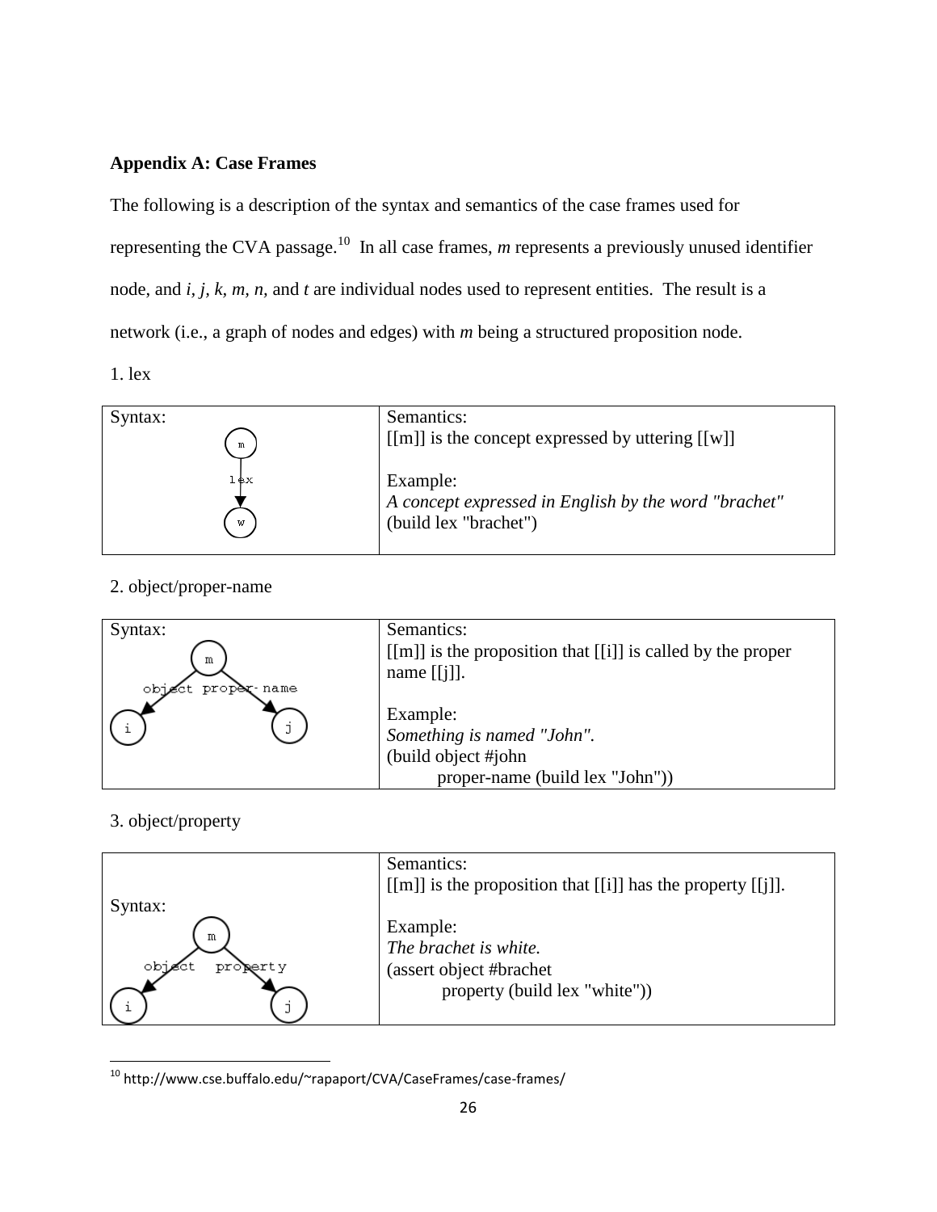**Appendix A: Case Frames**

The following is a description of the syntax and semantics of the case frames used for representing the CVA passage.[10] In all case frames, *m* represents a previously unused identifier node, and *i, j, k, m, n,* and *t* are individual nodes used to represent entities. The result is a network (i.e., a graph of nodes and edges) with *m* being a structured proposition node.

1. lex

| Syntax: | Semantics: |
| --- | --- |
| m —lex→ w | [[m]] is the concept expressed by uttering [[w]]<br><br>Example:<br>*A concept expressed in English by the word "brachet"*<br>(build lex "brachet") |

2. object/proper-name

| Syntax: | Semantics: |
| --- | --- |
| m —object→ i; m —proper-name→ j | [[m]] is the proposition that [[i]] is called by the proper name [[j]].<br><br>Example:<br>*Something is named "John".*<br>(build object #john<br>proper-name (build lex "John")) |

3. object/property

| Syntax: | Semantics: |
| --- | --- |
| m —object→ i; m —property→ j | [[m]] is the proposition that [[i]] has the property [[j]].<br><br>Example:<br>*The brachet is white.*<br>(assert object #brachet<br>property (build lex "white")) |

[10] http://www.cse.buffalo.edu/~rapaport/CVA/CaseFrames/case-frames/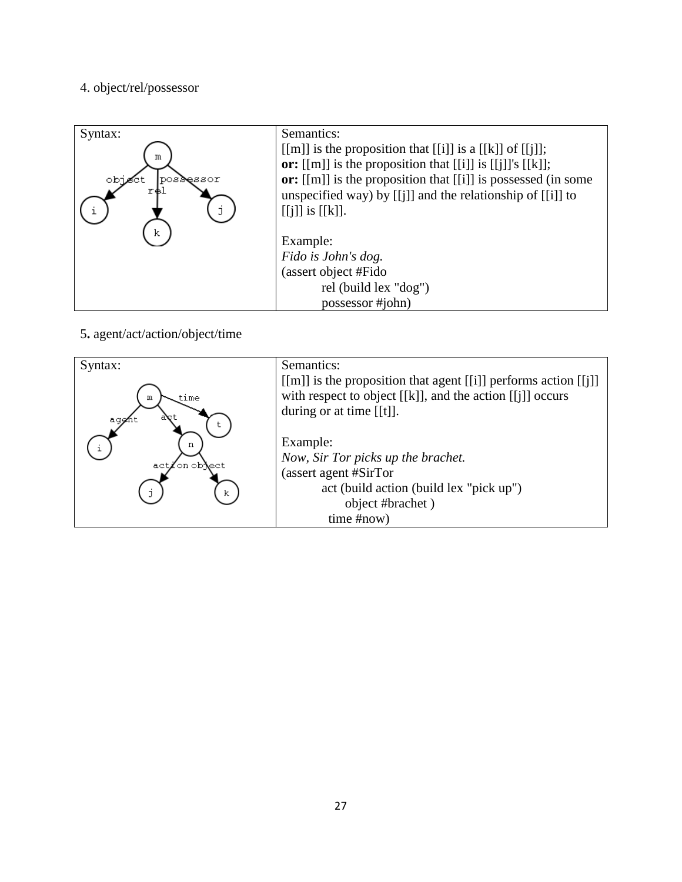4. object/rel/possessor

| Syntax: | Semantics: |
|---|---|
| | [[m]] is the proposition that [[i]] is a [[k]] of [[j]];<br>**or:** [[m]] is the proposition that [[i]] is [[j]]'s [[k]];<br>**or:** [[m]] is the proposition that [[i]] is possessed (in some unspecified way) by [[j]] and the relationship of [[i]] to [[j]] is [[k]].<br><br>Example:<br>*Fido is John's dog.*<br>(assert object #Fido<br>rel (build lex "dog")<br>possessor #john) |

5. agent/act/action/object/time

| Syntax: | Semantics: |
|---|---|
| | [[m]] is the proposition that agent [[i]] performs action [[j]] with respect to object [[k]], and the action [[j]] occurs during or at time [[t]].<br><br>Example:<br>*Now, Sir Tor picks up the brachet.*<br>(assert agent #SirTor<br>act (build action (build lex "pick up")<br>object #brachet )<br>time #now) |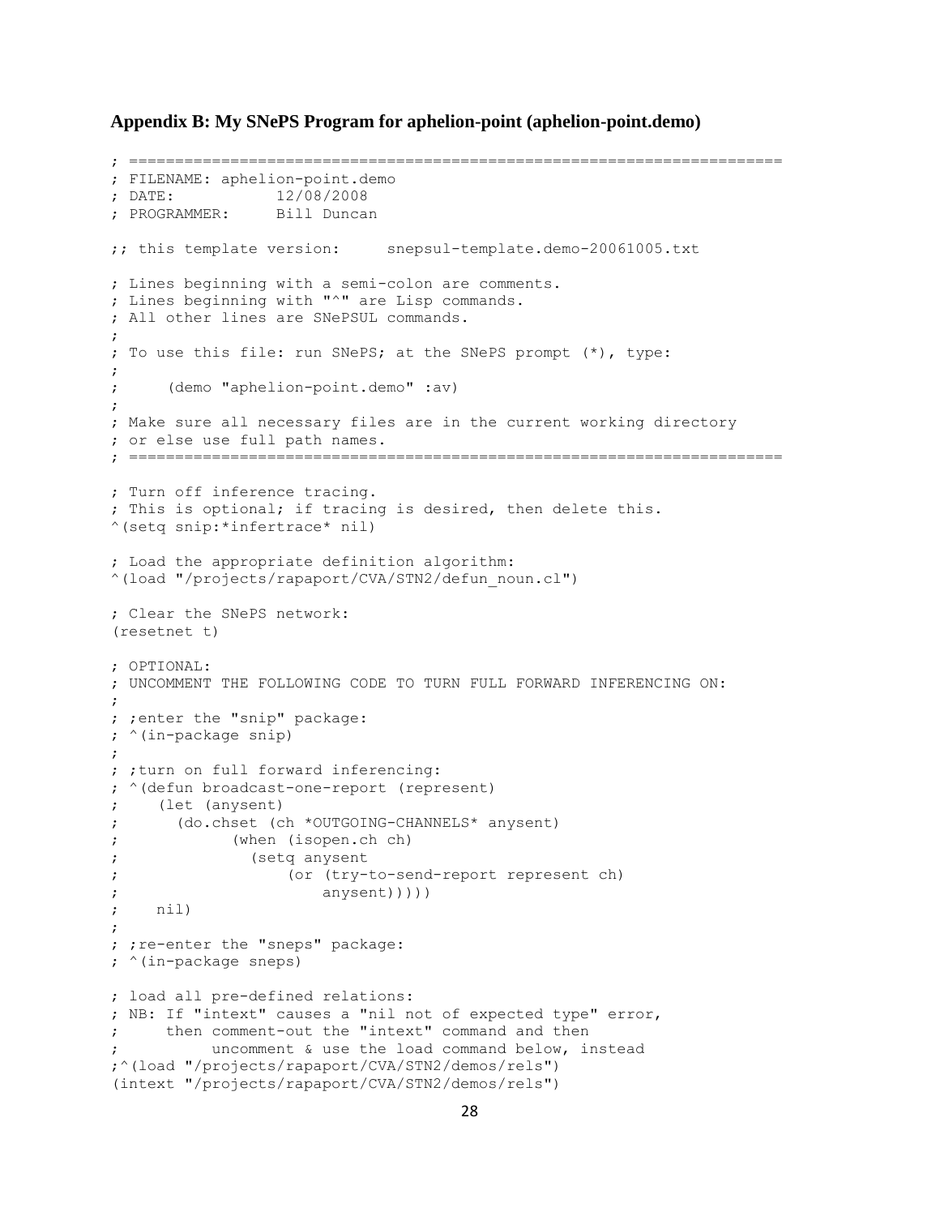### Appendix B: My SNePS Program for aphelion-point (aphelion-point.demo)

```
; =======================================================================
; FILENAME: aphelion-point.demo
; DATE:           12/08/2008
; PROGRAMMER:     Bill Duncan

;; this template version:     snepsul-template.demo-20061005.txt

; Lines beginning with a semi-colon are comments.
; Lines beginning with "^" are Lisp commands.
; All other lines are SNePSUL commands.
;
; To use this file: run SNePS; at the SNePS prompt (*), type:
;
;     (demo "aphelion-point.demo" :av)
;
; Make sure all necessary files are in the current working directory
; or else use full path names.
; =======================================================================

; Turn off inference tracing.
; This is optional; if tracing is desired, then delete this.
^(setq snip:*infertrace* nil)

; Load the appropriate definition algorithm:
^(load "/projects/rapaport/CVA/STN2/defun_noun.cl")

; Clear the SNePS network:
(resetnet t)

; OPTIONAL:
; UNCOMMENT THE FOLLOWING CODE TO TURN FULL FORWARD INFERENCING ON:
;
; ;enter the "snip" package:
; ^(in-package snip)
;
; ;turn on full forward inferencing:
; ^(defun broadcast-one-report (represent)
;    (let (anysent)
;      (do.chset (ch *OUTGOING-CHANNELS* anysent)
;            (when (isopen.ch ch)
;              (setq anysent
;                   (or (try-to-send-report represent ch)
;                       anysent)))))
;    nil)
;
; ;re-enter the "sneps" package:
; ^(in-package sneps)

; load all pre-defined relations:
; NB: If "intext" causes a "nil not of expected type" error,
;     then comment-out the "intext" command and then
;          uncomment & use the load command below, instead
;^(load "/projects/rapaport/CVA/STN2/demos/rels")
(intext "/projects/rapaport/CVA/STN2/demos/rels")
```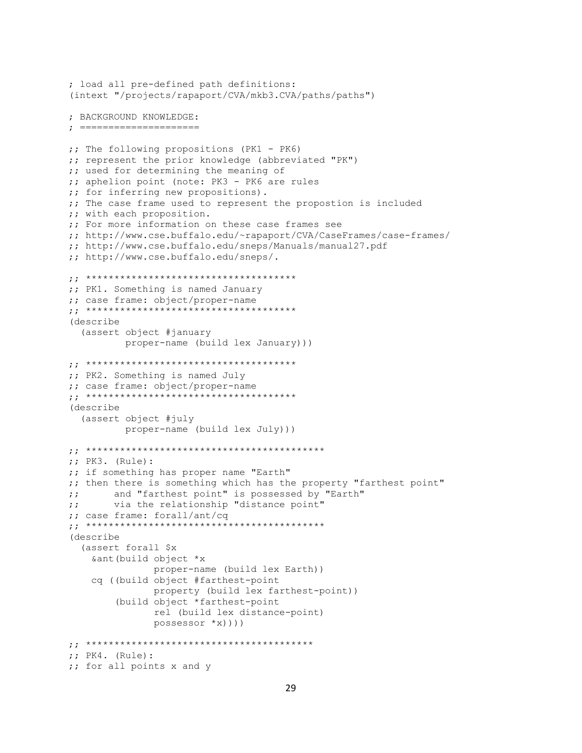```
; load all pre-defined path definitions:
(intext "/projects/rapaport/CVA/mkb3.CVA/paths/paths")

; BACKGROUND KNOWLEDGE:
; =====================

;; The following propositions (PK1 - PK6)
;; represent the prior knowledge (abbreviated "PK")
;; used for determining the meaning of
;; aphelion point (note: PK3 - PK6 are rules
;; for inferring new propositions).
;; The case frame used to represent the propostion is included
;; with each proposition.
;; For more information on these case frames see
;; http://www.cse.buffalo.edu/~rapaport/CVA/CaseFrames/case-frames/
;; http://www.cse.buffalo.edu/sneps/Manuals/manual27.pdf
;; http://www.cse.buffalo.edu/sneps/.

;; ************************************
;; PK1. Something is named January
;; case frame: object/proper-name
;; ************************************
(describe
  (assert object #january
          proper-name (build lex January)))

;; ************************************
;; PK2. Something is named July
;; case frame: object/proper-name
;; ************************************
(describe
  (assert object #july
          proper-name (build lex July)))

;; *****************************************
;; PK3. (Rule):
;; if something has proper name "Earth"
;; then there is something which has the property "farthest point"
;;      and "farthest point" is possessed by "Earth"
;;      via the relationship "distance point"
;; case frame: forall/ant/cq
;; *****************************************
(describe
  (assert forall $x
    &ant(build object *x
               proper-name (build lex Earth))
    cq ((build object #farthest-point
               property (build lex farthest-point))
        (build object *farthest-point
               rel (build lex distance-point)
               possessor *x))))

;; ***************************************
;; PK4. (Rule):
;; for all points x and y
```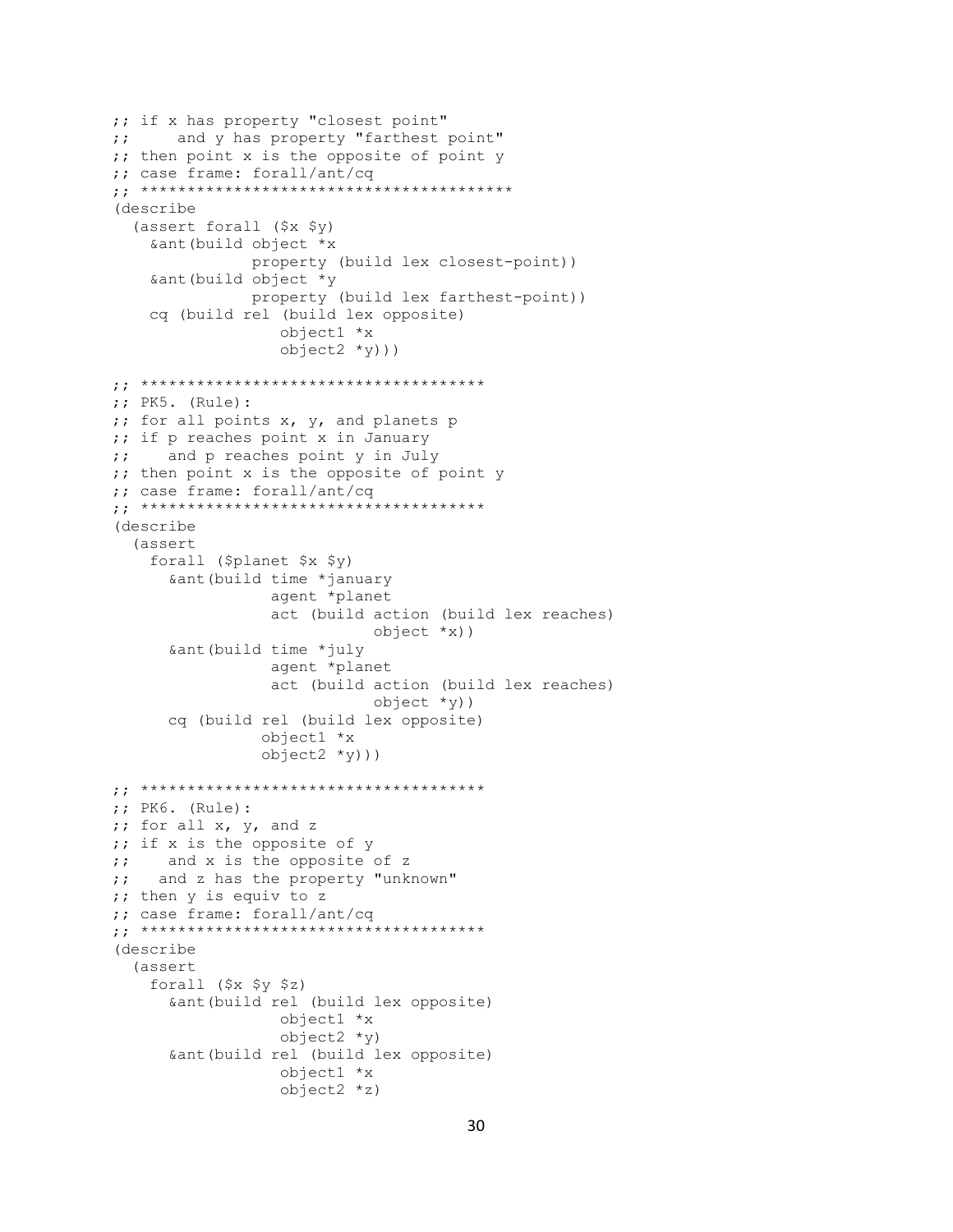```
;; if x has property "closest point"
;;     and y has property "farthest point"
;; then point x is the opposite of point y
;; case frame: forall/ant/cq
;; ****************************************
(describe
  (assert forall ($x $y)
    &ant(build object *x
               property (build lex closest-point))
    &ant(build object *y
               property (build lex farthest-point))
    cq (build rel (build lex opposite)
                  object1 *x
                  object2 *y)))

;; ************************************
;; PK5. (Rule):
;; for all points x, y, and planets p
;; if p reaches point x in January
;;    and p reaches point y in July
;; then point x is the opposite of point y
;; case frame: forall/ant/cq
;; ************************************
(describe
  (assert
    forall ($planet $x $y)
      &ant(build time *january
                 agent *planet
                 act (build action (build lex reaches)
                            object *x))
      &ant(build time *july
                 agent *planet
                 act (build action (build lex reaches)
                            object *y))
      cq (build rel (build lex opposite)
                object1 *x
                object2 *y)))

;; ************************************
;; PK6. (Rule):
;; for all x, y, and z
;; if x is the opposite of y
;;    and x is the opposite of z
;;   and z has the property "unknown"
;; then y is equiv to z
;; case frame: forall/ant/cq
;; ************************************
(describe
  (assert
    forall ($x $y $z)
      &ant(build rel (build lex opposite)
                 object1 *x
                 object2 *y)
      &ant(build rel (build lex opposite)
                 object1 *x
                 object2 *z)
```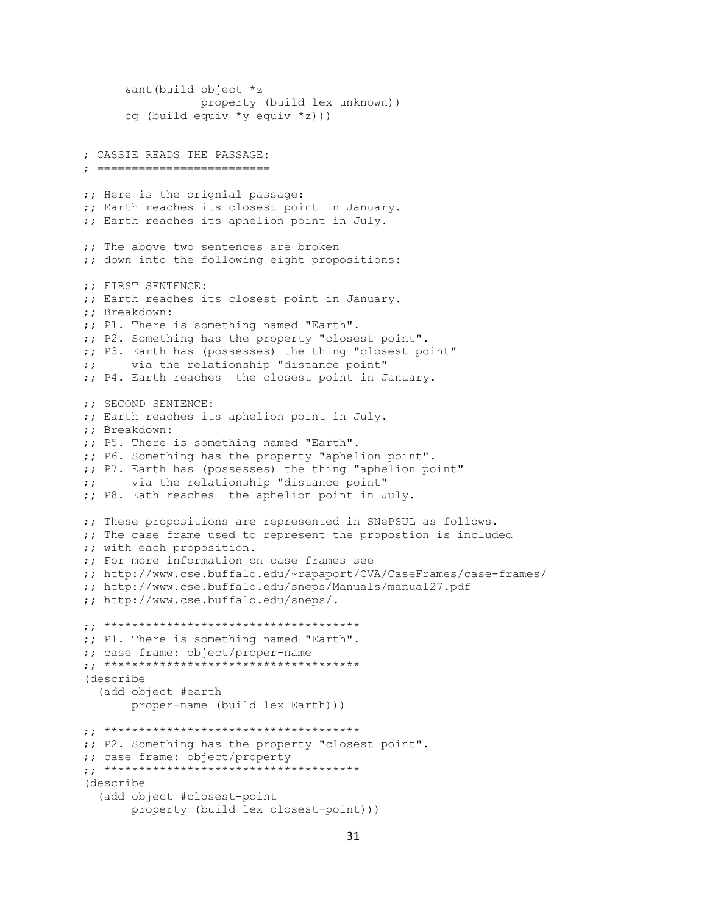```
      &ant(build object *z
                 property (build lex unknown))
      cq (build equiv *y equiv *z)))


; CASSIE READS THE PASSAGE:
; ========================

;; Here is the orignial passage:
;; Earth reaches its closest point in January.
;; Earth reaches its aphelion point in July.

;; The above two sentences are broken
;; down into the following eight propositions:

;; FIRST SENTENCE:
;; Earth reaches its closest point in January.
;; Breakdown:
;; P1. There is something named "Earth".
;; P2. Something has the property "closest point".
;; P3. Earth has (possesses) the thing "closest point"
;;     via the relationship "distance point"
;; P4. Earth reaches  the closest point in January.

;; SECOND SENTENCE:
;; Earth reaches its aphelion point in July.
;; Breakdown:
;; P5. There is something named "Earth".
;; P6. Something has the property "aphelion point".
;; P7. Earth has (possesses) the thing "aphelion point"
;;     via the relationship "distance point"
;; P8. Eath reaches  the aphelion point in July.

;; These propositions are represented in SNePSUL as follows.
;; The case frame used to represent the propostion is included
;; with each proposition.
;; For more information on case frames see
;; http://www.cse.buffalo.edu/~rapaport/CVA/CaseFrames/case-frames/
;; http://www.cse.buffalo.edu/sneps/Manuals/manual27.pdf
;; http://www.cse.buffalo.edu/sneps/.

;; *************************************
;; P1. There is something named "Earth".
;; case frame: object/proper-name
;; *************************************
(describe
  (add object #earth
       proper-name (build lex Earth)))

;; *************************************
;; P2. Something has the property "closest point".
;; case frame: object/property
;; *************************************
(describe
  (add object #closest-point
       property (build lex closest-point)))
```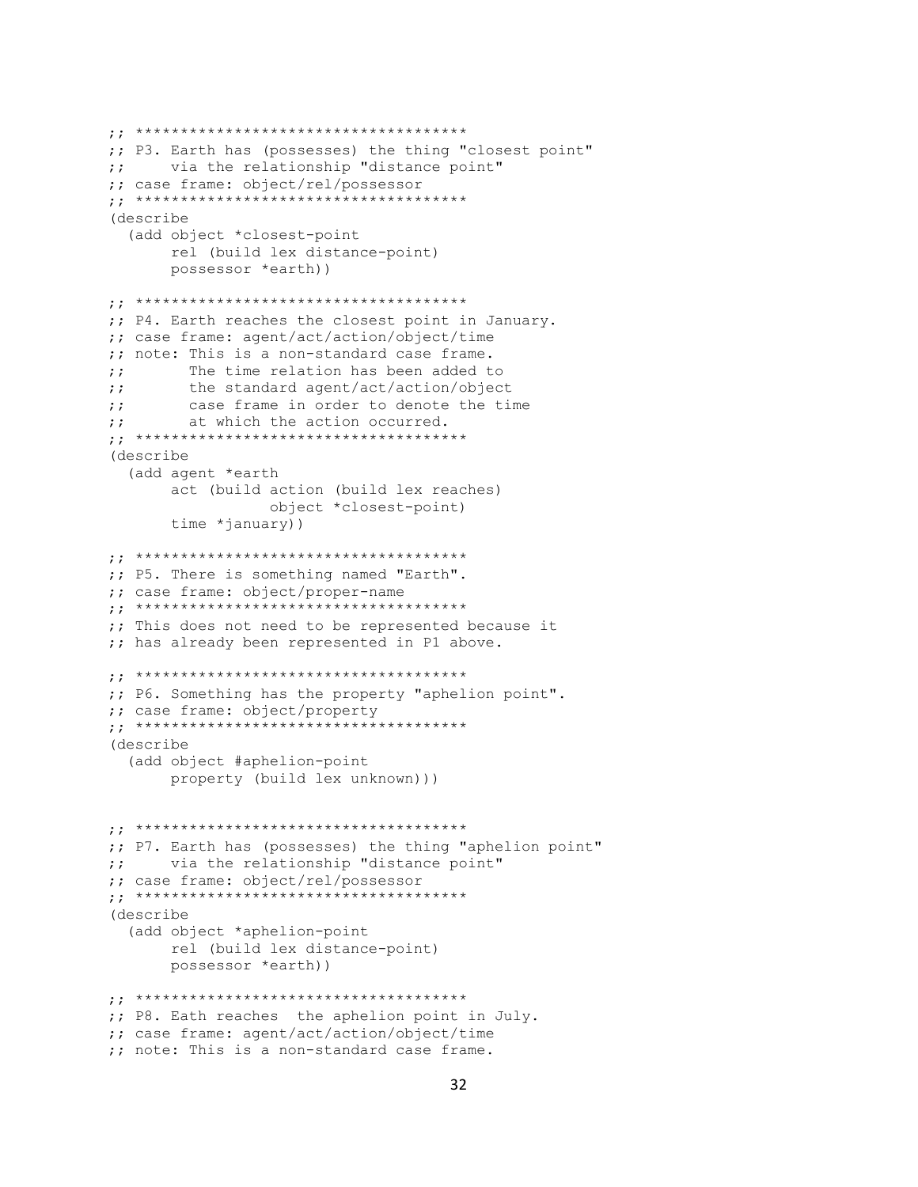```
;; *************************************
;; P3. Earth has (possesses) the thing "closest point"
;;     via the relationship "distance point"
;; case frame: object/rel/possessor
;; *************************************
(describe
  (add object *closest-point
       rel (build lex distance-point)
       possessor *earth))

;; *************************************
;; P4. Earth reaches the closest point in January.
;; case frame: agent/act/action/object/time
;; note: This is a non-standard case frame.
;;       The time relation has been added to
;;       the standard agent/act/action/object
;;       case frame in order to denote the time
;;       at which the action occurred.
;; *************************************
(describe
  (add agent *earth
       act (build action (build lex reaches)
                  object *closest-point)
       time *january))

;; *************************************
;; P5. There is something named "Earth".
;; case frame: object/proper-name
;; *************************************
;; This does not need to be represented because it
;; has already been represented in P1 above.

;; *************************************
;; P6. Something has the property "aphelion point".
;; case frame: object/property
;; *************************************
(describe
  (add object #aphelion-point
       property (build lex unknown)))


;; *************************************
;; P7. Earth has (possesses) the thing "aphelion point"
;;     via the relationship "distance point"
;; case frame: object/rel/possessor
;; *************************************
(describe
  (add object *aphelion-point
       rel (build lex distance-point)
       possessor *earth))

;; *************************************
;; P8. Eath reaches  the aphelion point in July.
;; case frame: agent/act/action/object/time
;; note: This is a non-standard case frame.
```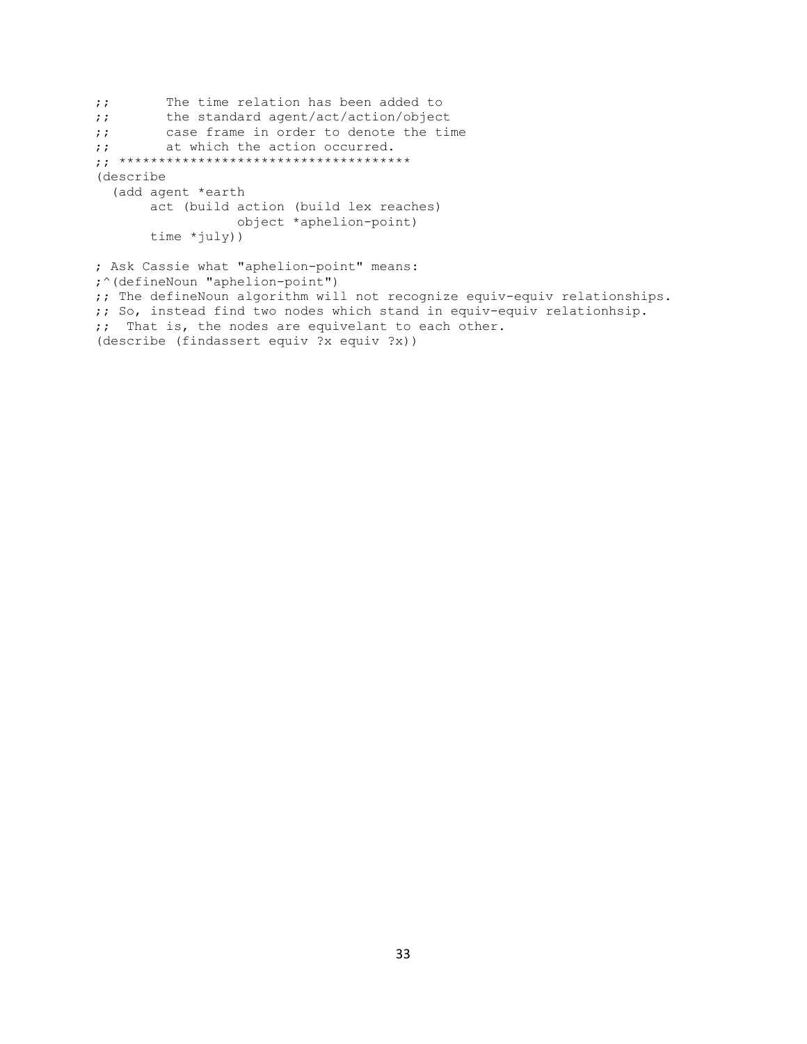```
;;       The time relation has been added to
;;       the standard agent/act/action/object
;;       case frame in order to denote the time
;;       at which the action occurred.
;; ************************************
(describe
  (add agent *earth
       act (build action (build lex reaches)
                  object *aphelion-point)
       time *july))

; Ask Cassie what "aphelion-point" means:
;^(defineNoun "aphelion-point")
;; The defineNoun algorithm will not recognize equiv-equiv relationships.
;; So, instead find two nodes which stand in equiv-equiv relationhsip.
;;  That is, the nodes are equivelant to each other.
(describe (findassert equiv ?x equiv ?x))
```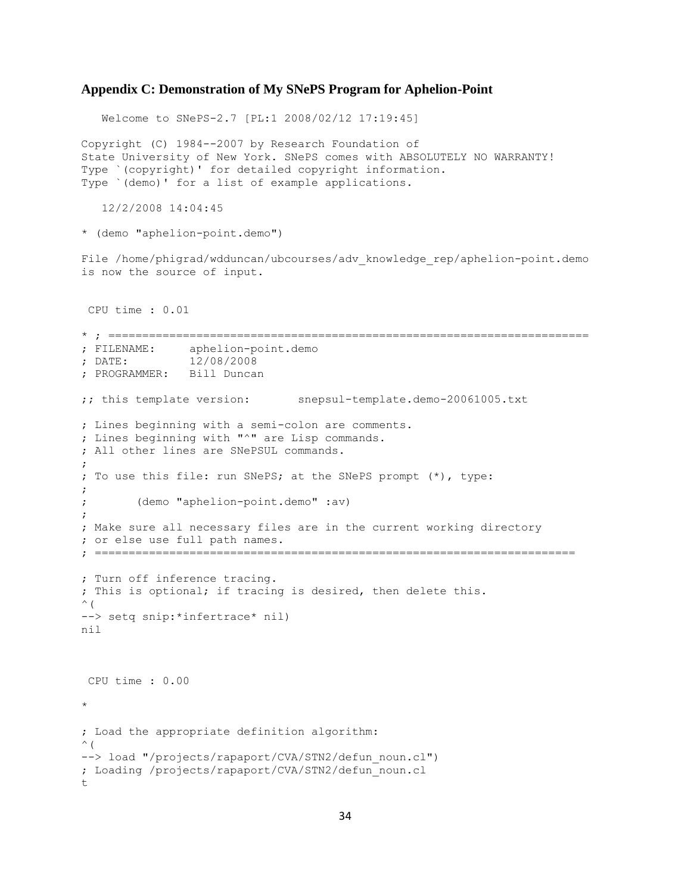## Appendix C: Demonstration of My SNePS Program for Aphelion-Point

```
   Welcome to SNePS-2.7 [PL:1 2008/02/12 17:19:45]

Copyright (C) 1984--2007 by Research Foundation of
State University of New York. SNePS comes with ABSOLUTELY NO WARRANTY!
Type `(copyright)' for detailed copyright information.
Type `(demo)' for a list of example applications.

   12/2/2008 14:04:45

* (demo "aphelion-point.demo")

File /home/phigrad/wdduncan/ubcourses/adv_knowledge_rep/aphelion-point.demo
is now the source of input.


 CPU time : 0.01

* ; =======================================================================
; FILENAME:     aphelion-point.demo
; DATE:         12/08/2008
; PROGRAMMER:   Bill Duncan

;; this template version:       snepsul-template.demo-20061005.txt

; Lines beginning with a semi-colon are comments.
; Lines beginning with "^" are Lisp commands.
; All other lines are SNePSUL commands.
;
; To use this file: run SNePS; at the SNePS prompt (*), type:
;
;       (demo "aphelion-point.demo" :av)
;
; Make sure all necessary files are in the current working directory
; or else use full path names.
; =======================================================================

; Turn off inference tracing.
; This is optional; if tracing is desired, then delete this.
^(
--> setq snip:*infertrace* nil)
nil



 CPU time : 0.00

*

; Load the appropriate definition algorithm:
^(
--> load "/projects/rapaport/CVA/STN2/defun_noun.cl")
; Loading /projects/rapaport/CVA/STN2/defun_noun.cl
t
```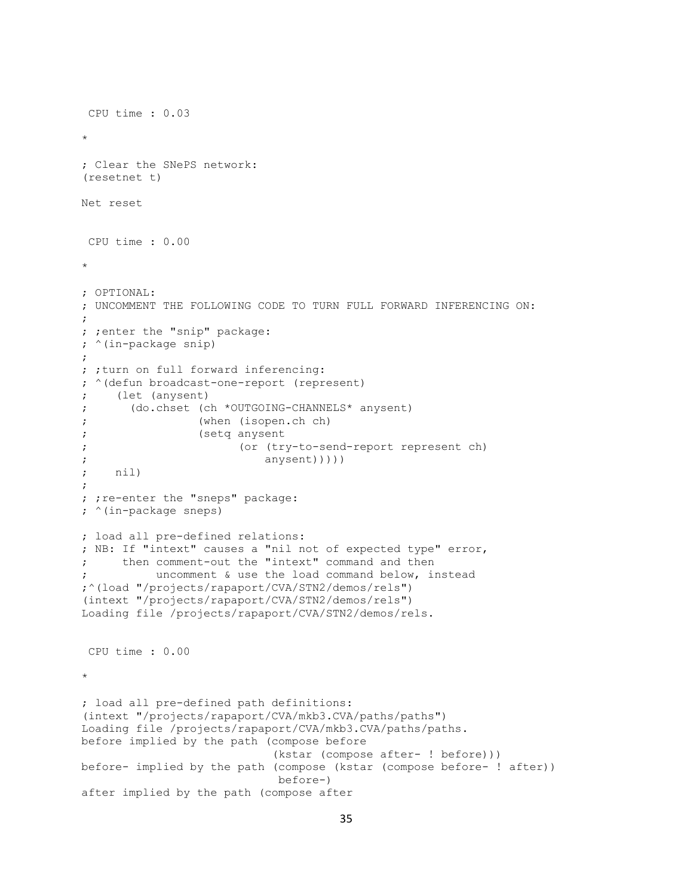```
 CPU time : 0.03

*

; Clear the SNePS network:
(resetnet t)

Net reset


 CPU time : 0.00

*

; OPTIONAL:
; UNCOMMENT THE FOLLOWING CODE TO TURN FULL FORWARD INFERENCING ON:
;
; ;enter the "snip" package:
; ^(in-package snip)
;
; ;turn on full forward inferencing:
; ^(defun broadcast-one-report (represent)
;    (let (anysent)
;      (do.chset (ch *OUTGOING-CHANNELS* anysent)
;                (when (isopen.ch ch)
;                (setq anysent
;                      (or (try-to-send-report represent ch)
;                          anysent)))))
;    nil)
;
; ;re-enter the "sneps" package:
; ^(in-package sneps)

; load all pre-defined relations:
; NB: If "intext" causes a "nil not of expected type" error,
;     then comment-out the "intext" command and then
;          uncomment & use the load command below, instead
;^(load "/projects/rapaport/CVA/STN2/demos/rels")
(intext "/projects/rapaport/CVA/STN2/demos/rels")
Loading file /projects/rapaport/CVA/STN2/demos/rels.


 CPU time : 0.00

*

; load all pre-defined path definitions:
(intext "/projects/rapaport/CVA/mkb3.CVA/paths/paths")
Loading file /projects/rapaport/CVA/mkb3.CVA/paths/paths.
before implied by the path (compose before
                             (kstar (compose after- ! before)))
before- implied by the path (compose (kstar (compose before- ! after))
                             before-)
after implied by the path (compose after
```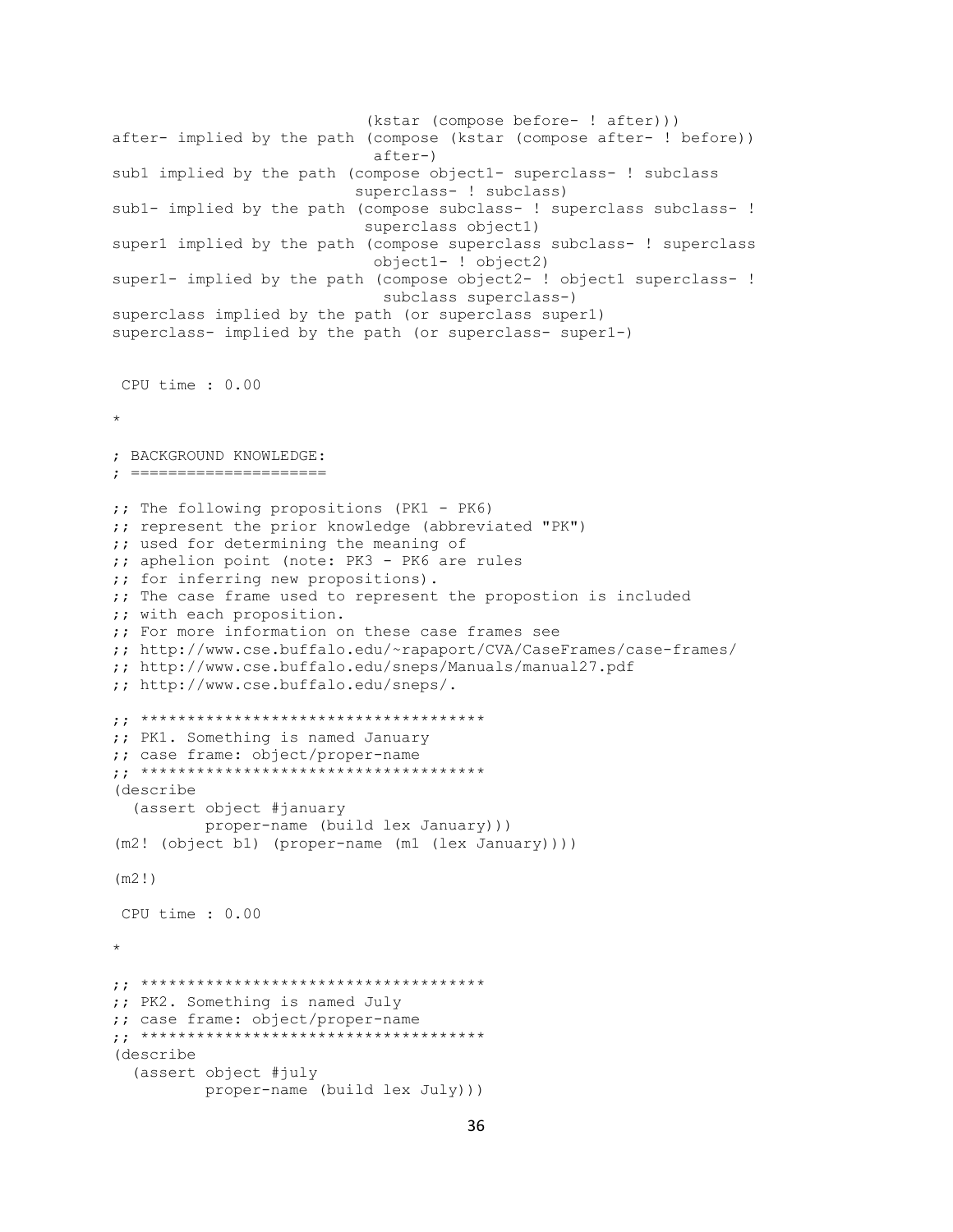```
                            (kstar (compose before- ! after)))
after- implied by the path (compose (kstar (compose after- ! before))
                            after-)
sub1 implied by the path (compose object1- superclass- ! subclass
                         superclass- ! subclass)
sub1- implied by the path (compose subclass- ! superclass subclass- !
                           superclass object1)
super1 implied by the path (compose superclass subclass- ! superclass
                            object1- ! object2)
super1- implied by the path (compose object2- ! object1 superclass- !
                             subclass superclass-)
superclass implied by the path (or superclass super1)
superclass- implied by the path (or superclass- super1-)


 CPU time : 0.00

*

; BACKGROUND KNOWLEDGE:
; =====================

;; The following propositions (PK1 - PK6)
;; represent the prior knowledge (abbreviated "PK")
;; used for determining the meaning of
;; aphelion point (note: PK3 - PK6 are rules
;; for inferring new propositions).
;; The case frame used to represent the propostion is included
;; with each proposition.
;; For more information on these case frames see
;; http://www.cse.buffalo.edu/~rapaport/CVA/CaseFrames/case-frames/
;; http://www.cse.buffalo.edu/sneps/Manuals/manual27.pdf
;; http://www.cse.buffalo.edu/sneps/.

;; ************************************
;; PK1. Something is named January
;; case frame: object/proper-name
;; ************************************
(describe
  (assert object #january
          proper-name (build lex January)))
(m2! (object b1) (proper-name (m1 (lex January))))

(m2!)

 CPU time : 0.00

*

;; ************************************
;; PK2. Something is named July
;; case frame: object/proper-name
;; ************************************
(describe
  (assert object #july
          proper-name (build lex July)))
```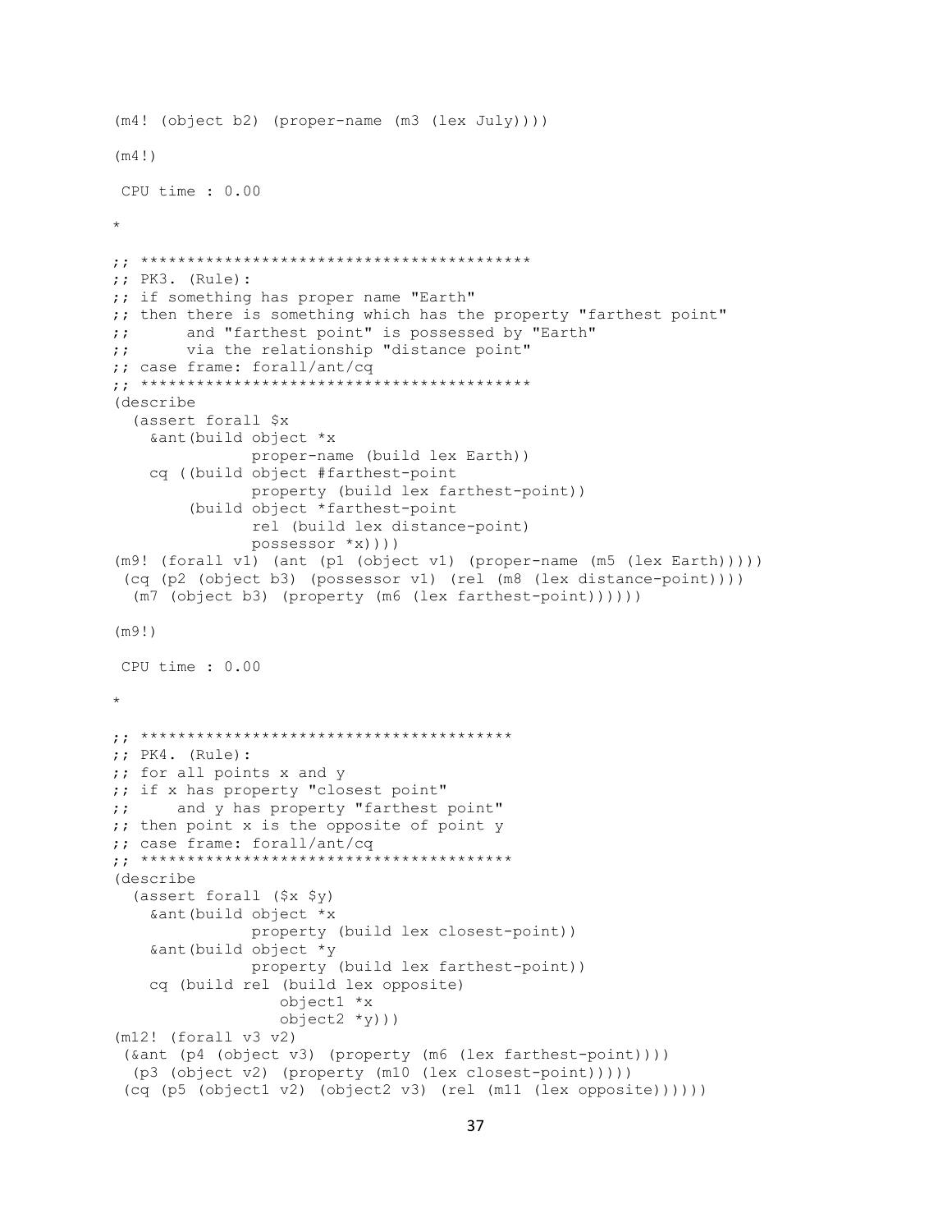```
(m4! (object b2) (proper-name (m3 (lex July))))

(m4!)

 CPU time : 0.00

*

;; *****************************************
;; PK3. (Rule):
;; if something has proper name "Earth"
;; then there is something which has the property "farthest point"
;;      and "farthest point" is possessed by "Earth"
;;      via the relationship "distance point"
;; case frame: forall/ant/cq
;; *****************************************
(describe
  (assert forall $x
    &ant(build object *x
               proper-name (build lex Earth))
    cq ((build object #farthest-point
               property (build lex farthest-point))
        (build object *farthest-point
               rel (build lex distance-point)
               possessor *x))))
(m9! (forall v1) (ant (p1 (object v1) (proper-name (m5 (lex Earth)))))
 (cq (p2 (object b3) (possessor v1) (rel (m8 (lex distance-point))))
  (m7 (object b3) (property (m6 (lex farthest-point))))))

(m9!)

 CPU time : 0.00

*

;; ***************************************
;; PK4. (Rule):
;; for all points x and y
;; if x has property "closest point"
;;     and y has property "farthest point"
;; then point x is the opposite of point y
;; case frame: forall/ant/cq
;; ***************************************
(describe
  (assert forall ($x $y)
    &ant(build object *x
               property (build lex closest-point))
    &ant(build object *y
               property (build lex farthest-point))
    cq (build rel (build lex opposite)
                  object1 *x
                  object2 *y)))
(m12! (forall v3 v2)
 (&ant (p4 (object v3) (property (m6 (lex farthest-point))))
  (p3 (object v2) (property (m10 (lex closest-point)))))
 (cq (p5 (object1 v2) (object2 v3) (rel (m11 (lex opposite))))))
```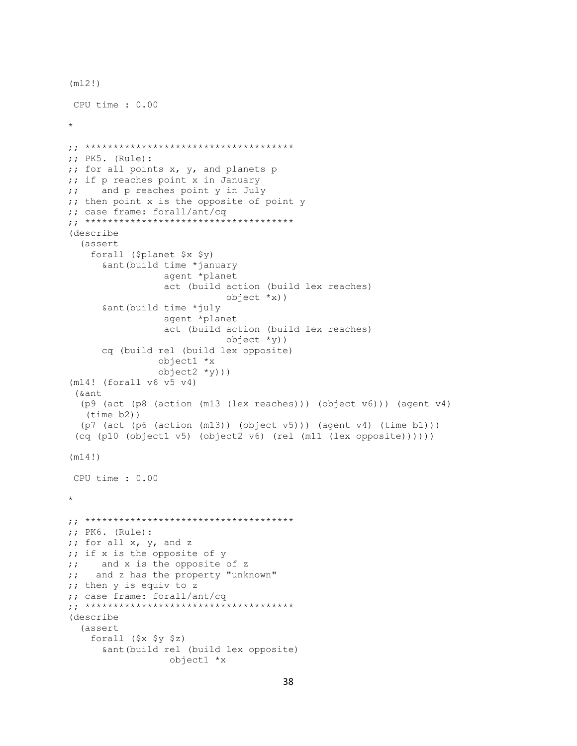```
(m12!)

 CPU time : 0.00

*

;; ************************************
;; PK5. (Rule):
;; for all points x, y, and planets p
;; if p reaches point x in January
;;    and p reaches point y in July
;; then point x is the opposite of point y
;; case frame: forall/ant/cq
;; ************************************
(describe
  (assert
    forall ($planet $x $y)
      &ant(build time *january
                 agent *planet
                 act (build action (build lex reaches)
                            object *x))
      &ant(build time *july
                 agent *planet
                 act (build action (build lex reaches)
                            object *y))
      cq (build rel (build lex opposite)
                object1 *x
                object2 *y)))
(m14! (forall v6 v5 v4)
 (&ant
  (p9 (act (p8 (action (m13 (lex reaches))) (object v6))) (agent v4)
   (time b2))
  (p7 (act (p6 (action (m13)) (object v5))) (agent v4) (time b1)))
 (cq (p10 (object1 v5) (object2 v6) (rel (m11 (lex opposite))))))

(m14!)

 CPU time : 0.00

*

;; ************************************
;; PK6. (Rule):
;; for all x, y, and z
;; if x is the opposite of y
;;    and x is the opposite of z
;;   and z has the property "unknown"
;; then y is equiv to z
;; case frame: forall/ant/cq
;; ************************************
(describe
  (assert
    forall ($x $y $z)
      &ant(build rel (build lex opposite)
                 object1 *x
```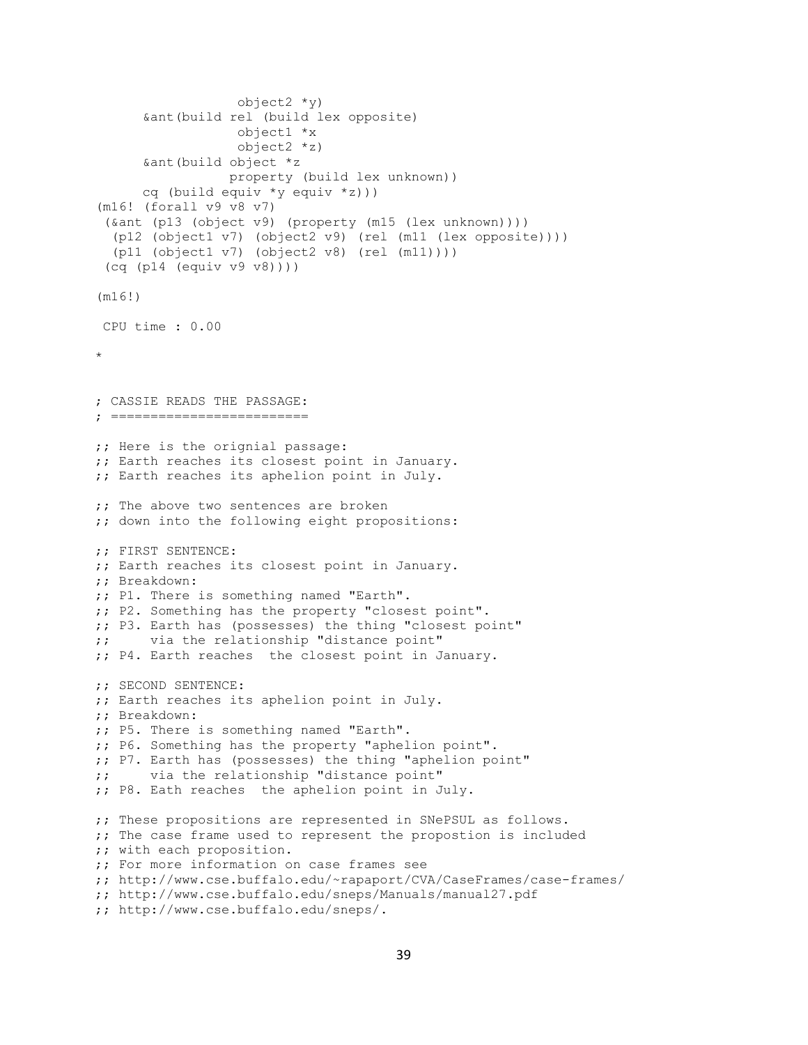```
                  object2 *y)
      &ant(build rel (build lex opposite)
                  object1 *x
                  object2 *z)
      &ant(build object *z
                 property (build lex unknown))
      cq (build equiv *y equiv *z)))
(m16! (forall v9 v8 v7)
 (&ant (p13 (object v9) (property (m15 (lex unknown))))
  (p12 (object1 v7) (object2 v9) (rel (m11 (lex opposite))))
  (p11 (object1 v7) (object2 v8) (rel (m11))))
 (cq (p14 (equiv v9 v8))))

(m16!)

 CPU time : 0.00

*


; CASSIE READS THE PASSAGE:
; =========================

;; Here is the orignial passage:
;; Earth reaches its closest point in January.
;; Earth reaches its aphelion point in July.

;; The above two sentences are broken
;; down into the following eight propositions:

;; FIRST SENTENCE:
;; Earth reaches its closest point in January.
;; Breakdown:
;; P1. There is something named "Earth".
;; P2. Something has the property "closest point".
;; P3. Earth has (possesses) the thing "closest point"
;;     via the relationship "distance point"
;; P4. Earth reaches  the closest point in January.

;; SECOND SENTENCE:
;; Earth reaches its aphelion point in July.
;; Breakdown:
;; P5. There is something named "Earth".
;; P6. Something has the property "aphelion point".
;; P7. Earth has (possesses) the thing "aphelion point"
;;     via the relationship "distance point"
;; P8. Eath reaches  the aphelion point in July.

;; These propositions are represented in SNePSUL as follows.
;; The case frame used to represent the propostion is included
;; with each proposition.
;; For more information on case frames see
;; http://www.cse.buffalo.edu/~rapaport/CVA/CaseFrames/case-frames/
;; http://www.cse.buffalo.edu/sneps/Manuals/manual27.pdf
;; http://www.cse.buffalo.edu/sneps/.
```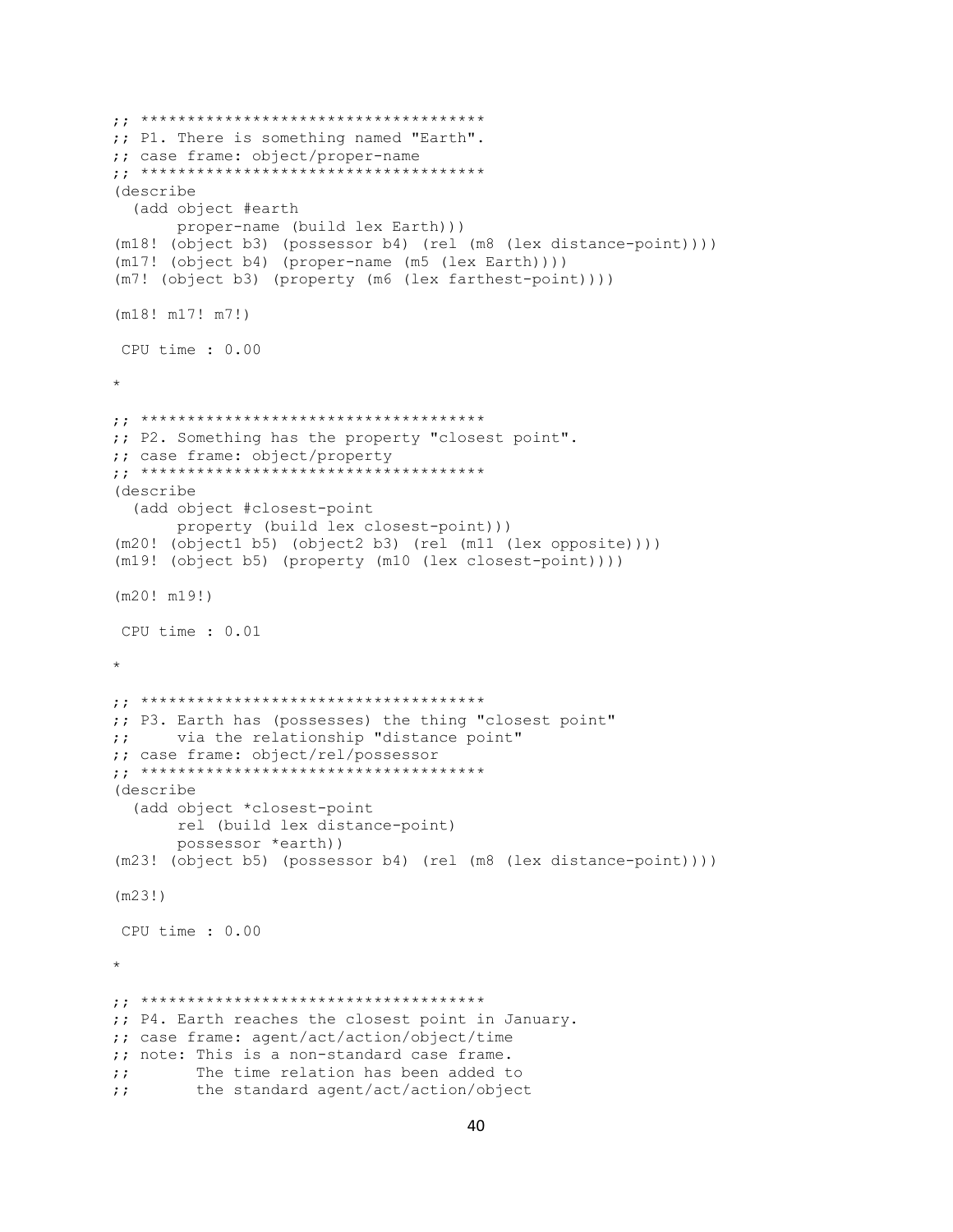```
;; *************************************
;; P1. There is something named "Earth".
;; case frame: object/proper-name
;; *************************************
(describe
  (add object #earth
       proper-name (build lex Earth)))
(m18! (object b3) (possessor b4) (rel (m8 (lex distance-point))))
(m17! (object b4) (proper-name (m5 (lex Earth))))
(m7! (object b3) (property (m6 (lex farthest-point))))

(m18! m17! m7!)

 CPU time : 0.00

*

;; *************************************
;; P2. Something has the property "closest point".
;; case frame: object/property
;; *************************************
(describe
  (add object #closest-point
       property (build lex closest-point)))
(m20! (object1 b5) (object2 b3) (rel (m11 (lex opposite))))
(m19! (object b5) (property (m10 (lex closest-point))))

(m20! m19!)

 CPU time : 0.01

*

;; *************************************
;; P3. Earth has (possesses) the thing "closest point"
;;     via the relationship "distance point"
;; case frame: object/rel/possessor
;; *************************************
(describe
  (add object *closest-point
       rel (build lex distance-point)
       possessor *earth))
(m23! (object b5) (possessor b4) (rel (m8 (lex distance-point))))

(m23!)

 CPU time : 0.00

*

;; *************************************
;; P4. Earth reaches the closest point in January.
;; case frame: agent/act/action/object/time
;; note: This is a non-standard case frame.
;;       The time relation has been added to
;;       the standard agent/act/action/object
```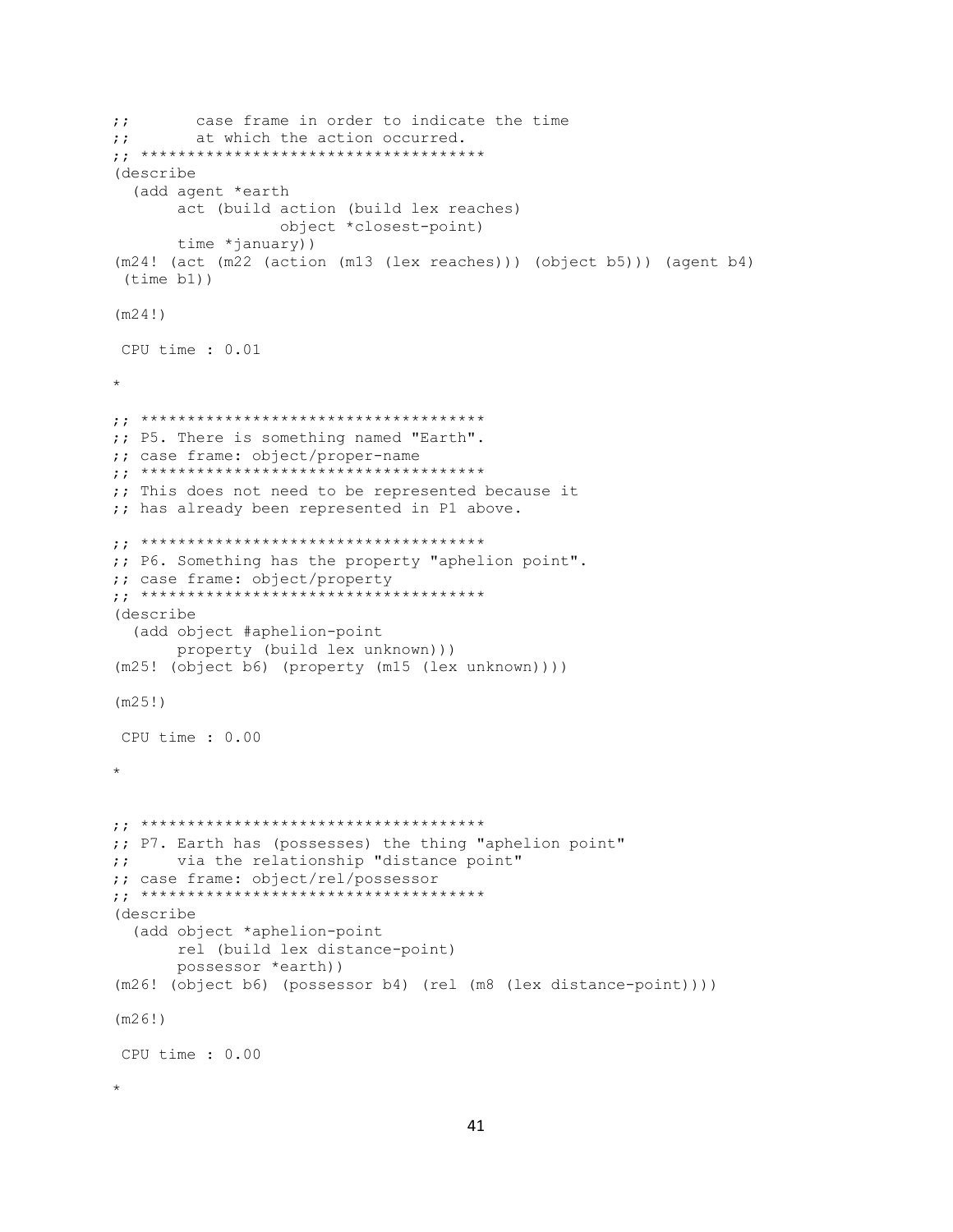```
;;       case frame in order to indicate the time
;;       at which the action occurred.
;; *************************************
(describe
  (add agent *earth
       act (build action (build lex reaches)
                  object *closest-point)
       time *january))
(m24! (act (m22 (action (m13 (lex reaches))) (object b5))) (agent b4)
 (time b1))

(m24!)

 CPU time : 0.01

*

;; *************************************
;; P5. There is something named "Earth".
;; case frame: object/proper-name
;; *************************************
;; This does not need to be represented because it
;; has already been represented in P1 above.

;; *************************************
;; P6. Something has the property "aphelion point".
;; case frame: object/property
;; *************************************
(describe
  (add object #aphelion-point
       property (build lex unknown)))
(m25! (object b6) (property (m15 (lex unknown))))

(m25!)

 CPU time : 0.00

*


;; *************************************
;; P7. Earth has (possesses) the thing "aphelion point"
;;     via the relationship "distance point"
;; case frame: object/rel/possessor
;; *************************************
(describe
  (add object *aphelion-point
       rel (build lex distance-point)
       possessor *earth))
(m26! (object b6) (possessor b4) (rel (m8 (lex distance-point))))

(m26!)

 CPU time : 0.00

*
```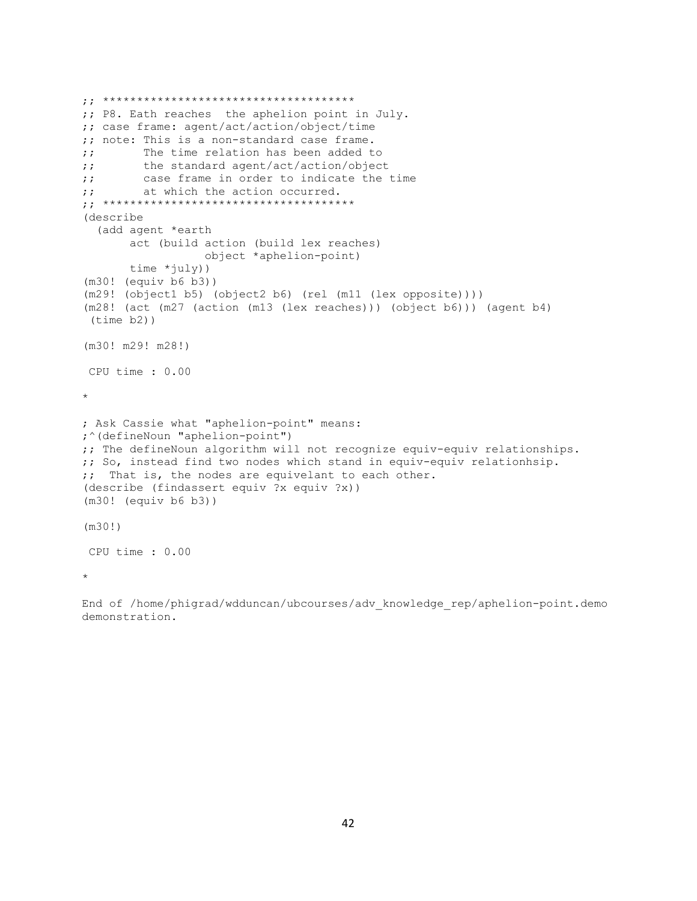```
;; *************************************
;; P8. Eath reaches  the aphelion point in July.
;; case frame: agent/act/action/object/time
;; note: This is a non-standard case frame.
;;       The time relation has been added to
;;       the standard agent/act/action/object
;;       case frame in order to indicate the time
;;       at which the action occurred.
;; *************************************
(describe
  (add agent *earth
       act (build action (build lex reaches)
                  object *aphelion-point)
       time *july))
(m30! (equiv b6 b3))
(m29! (object1 b5) (object2 b6) (rel (m11 (lex opposite))))
(m28! (act (m27 (action (m13 (lex reaches))) (object b6))) (agent b4)
 (time b2))

(m30! m29! m28!)

 CPU time : 0.00

*

; Ask Cassie what "aphelion-point" means:
;^(defineNoun "aphelion-point")
;; The defineNoun algorithm will not recognize equiv-equiv relationships.
;; So, instead find two nodes which stand in equiv-equiv relationhsip.
;;  That is, the nodes are equivelant to each other.
(describe (findassert equiv ?x equiv ?x))
(m30! (equiv b6 b3))

(m30!)

 CPU time : 0.00

*

End of /home/phigrad/wdduncan/ubcourses/adv_knowledge_rep/aphelion-point.demo
demonstration.
```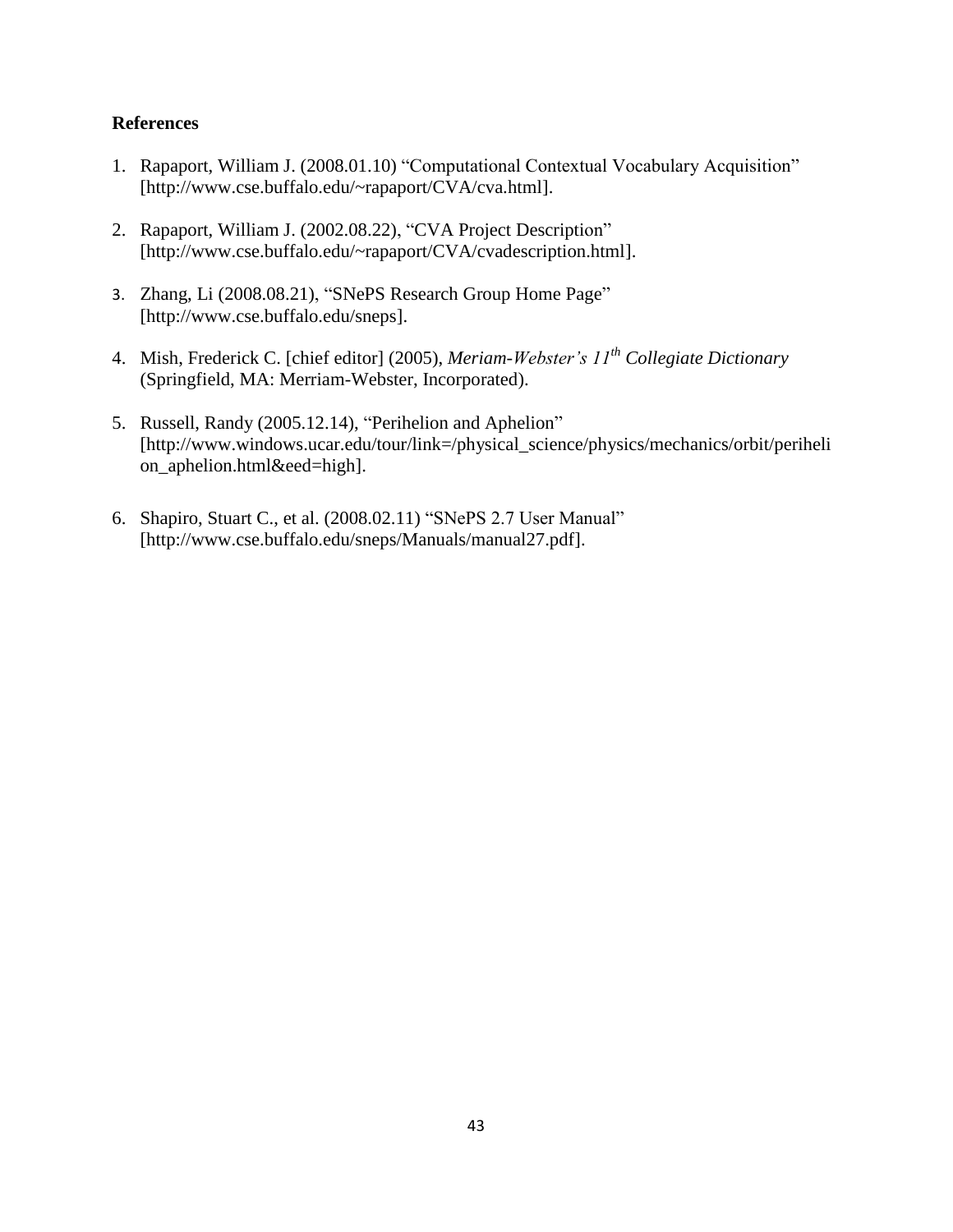**References**

1. Rapaport, William J. (2008.01.10) "Computational Contextual Vocabulary Acquisition" [http://www.cse.buffalo.edu/~rapaport/CVA/cva.html].

2. Rapaport, William J. (2002.08.22), "CVA Project Description" [http://www.cse.buffalo.edu/~rapaport/CVA/cvadescription.html].

3. Zhang, Li (2008.08.21), "SNePS Research Group Home Page" [http://www.cse.buffalo.edu/sneps].

4. Mish, Frederick C. [chief editor] (2005), *Meriam-Webster's 11th Collegiate Dictionary* (Springfield, MA: Merriam-Webster, Incorporated).

5. Russell, Randy (2005.12.14), "Perihelion and Aphelion" [http://www.windows.ucar.edu/tour/link=/physical_science/physics/mechanics/orbit/perihelion_aphelion.html&eed=high].

6. Shapiro, Stuart C., et al. (2008.02.11) "SNePS 2.7 User Manual" [http://www.cse.buffalo.edu/sneps/Manuals/manual27.pdf].